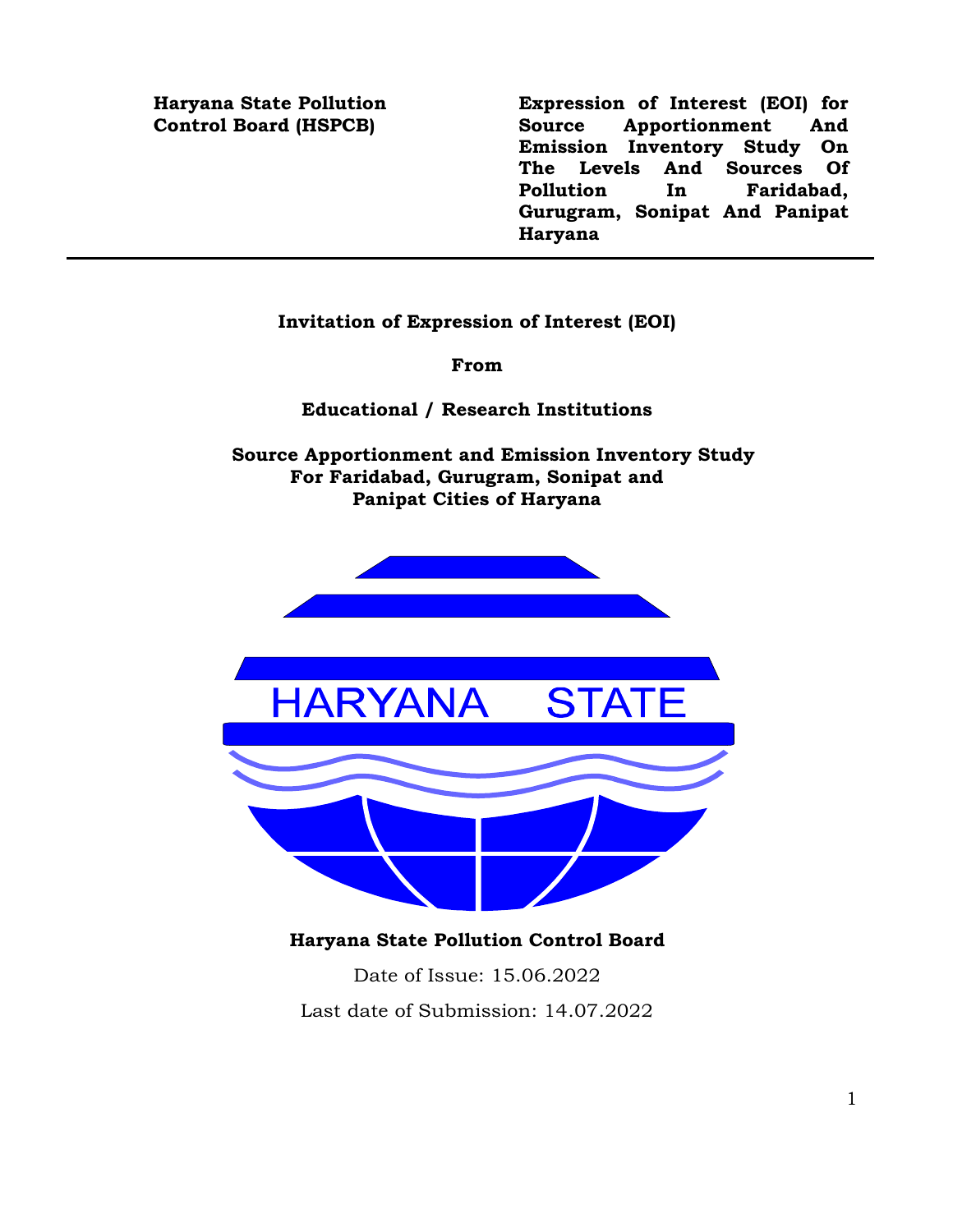**Haryana State Pollution Control Board (HSPCB)**

**Expression of Interest (EOI) for Source Apportionment And Emission Inventory Study On The Levels And Sources Of Pollution In Faridabad, Gurugram, Sonipat And Panipat Haryana**

---

**Invitation of Expression of Interest (EOI)**

**From**

**Educational / Research Institutions**

**Source Apportionment and Emission Inventory Study For Faridabad, Gurugram, Sonipat and Panipat Cities of Haryana**

HARYANA STATE

**Haryana State Pollution Control Board**

Date of Issue: 15.06.2022

Last date of Submission: 14.07.2022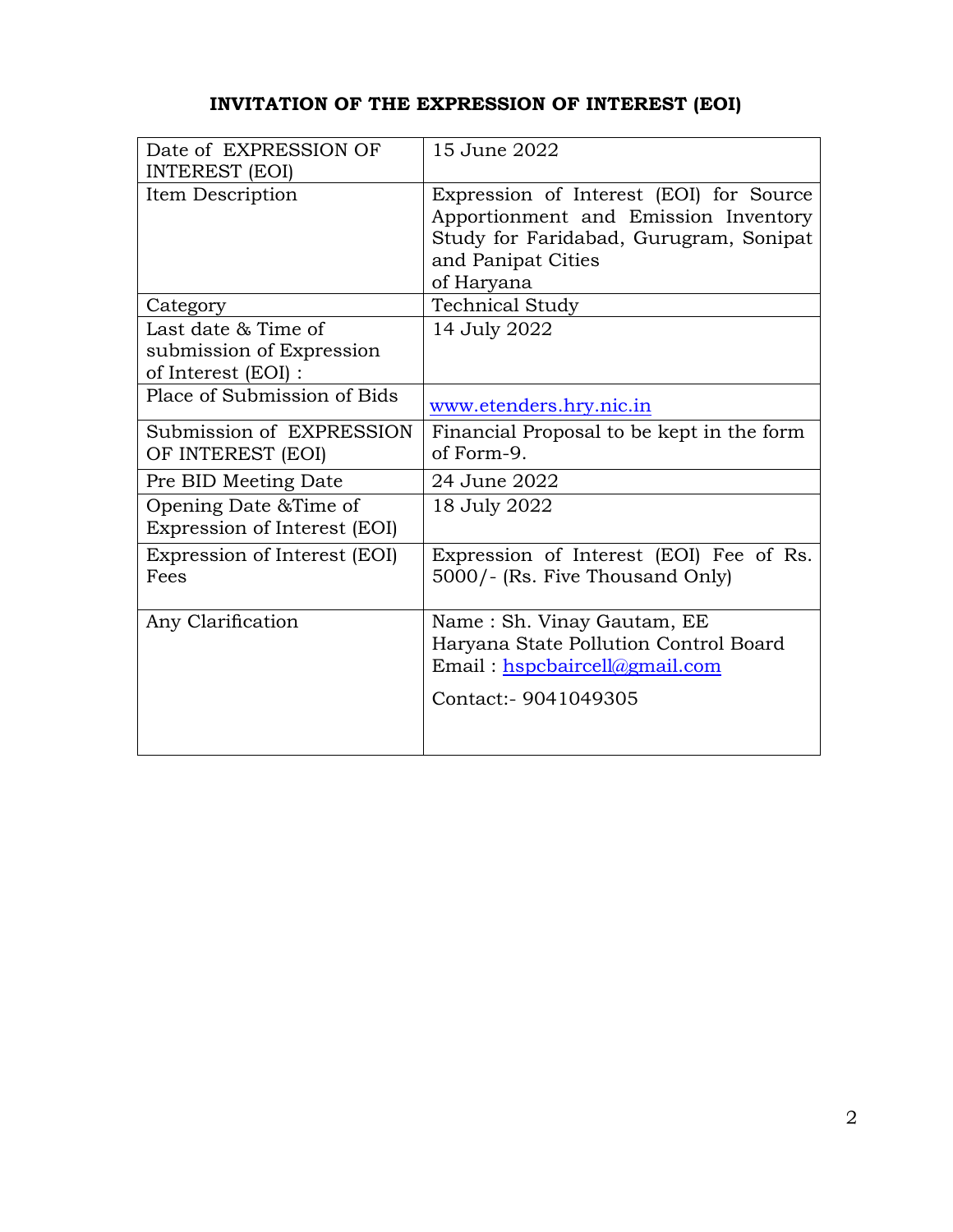## INVITATION OF THE EXPRESSION OF INTEREST (EOI)

| | |
|---|---|
| Date of EXPRESSION OF INTEREST (EOI) | 15 June 2022 |
| Item Description | Expression of Interest (EOI) for Source Apportionment and Emission Inventory Study for Faridabad, Gurugram, Sonipat and Panipat Cities of Haryana |
| Category | Technical Study |
| Last date & Time of submission of Expression of Interest (EOI) : | 14 July 2022 |
| Place of Submission of Bids | www.etenders.hry.nic.in |
| Submission of EXPRESSION OF INTEREST (EOI) | Financial Proposal to be kept in the form of Form-9. |
| Pre BID Meeting Date | 24 June 2022 |
| Opening Date &Time of Expression of Interest (EOI) | 18 July 2022 |
| Expression of Interest (EOI) Fees | Expression of Interest (EOI) Fee of Rs. 5000/- (Rs. Five Thousand Only) |
| Any Clarification | Name : Sh. Vinay Gautam, EE<br>Haryana State Pollution Control Board<br>Email : hspcbaircell@gmail.com<br>Contact:- 9041049305 |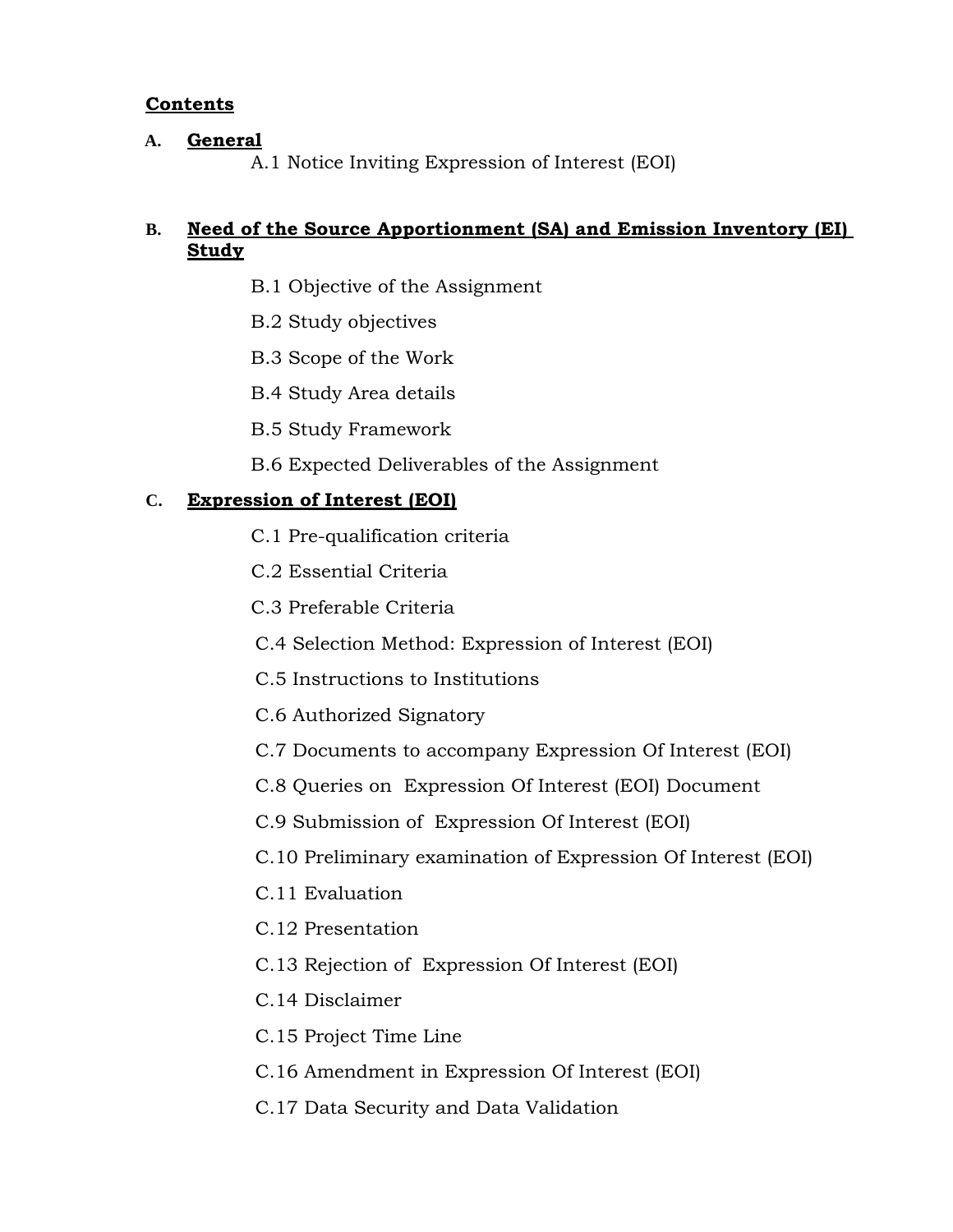**Contents**

**A. General**

A.1 Notice Inviting Expression of Interest (EOI)

**B. Need of the Source Apportionment (SA) and Emission Inventory (EI) Study**

B.1 Objective of the Assignment

B.2 Study objectives

B.3 Scope of the Work

B.4 Study Area details

B.5 Study Framework

B.6 Expected Deliverables of the Assignment

**C. Expression of Interest (EOI)**

C.1 Pre-qualification criteria

C.2 Essential Criteria

C.3 Preferable Criteria

C.4 Selection Method: Expression of Interest (EOI)

C.5 Instructions to Institutions

C.6 Authorized Signatory

C.7 Documents to accompany Expression Of Interest (EOI)

C.8 Queries on Expression Of Interest (EOI) Document

C.9 Submission of Expression Of Interest (EOI)

C.10 Preliminary examination of Expression Of Interest (EOI)

C.11 Evaluation

C.12 Presentation

C.13 Rejection of Expression Of Interest (EOI)

C.14 Disclaimer

C.15 Project Time Line

C.16 Amendment in Expression Of Interest (EOI)

C.17 Data Security and Data Validation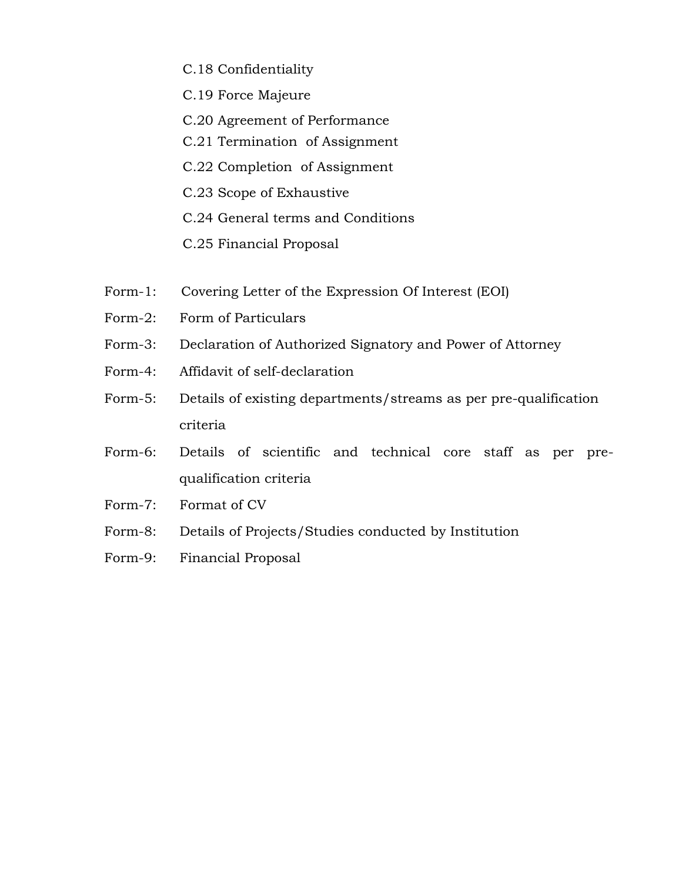C.18 Confidentiality

C.19 Force Majeure

C.20 Agreement of Performance

C.21 Termination of Assignment

C.22 Completion of Assignment

C.23 Scope of Exhaustive

C.24 General terms and Conditions

C.25 Financial Proposal

Form-1: Covering Letter of the Expression Of Interest (EOI)

Form-2: Form of Particulars

Form-3: Declaration of Authorized Signatory and Power of Attorney

Form-4: Affidavit of self-declaration

Form-5: Details of existing departments/streams as per pre-qualification criteria

Form-6: Details of scientific and technical core staff as per pre-qualification criteria

Form-7: Format of CV

Form-8: Details of Projects/Studies conducted by Institution

Form-9: Financial Proposal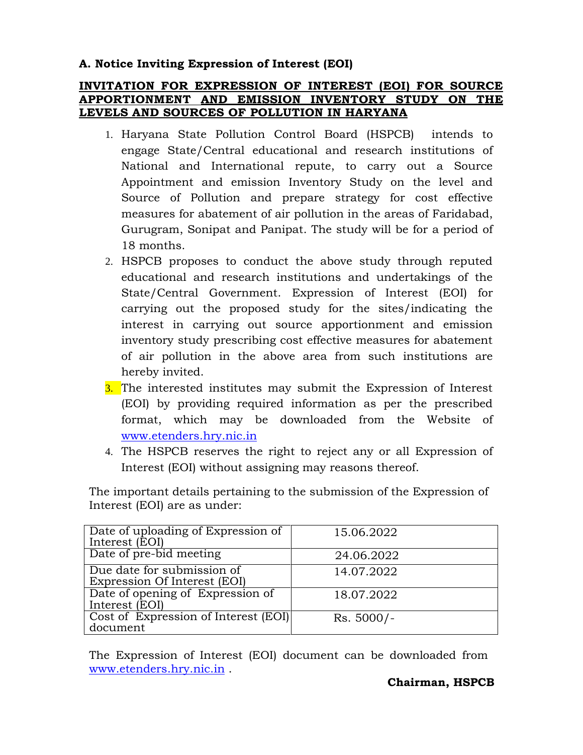**A. Notice Inviting Expression of Interest (EOI)**

**INVITATION FOR EXPRESSION OF INTEREST (EOI) FOR SOURCE APPORTIONMENT AND EMISSION INVENTORY STUDY ON THE LEVELS AND SOURCES OF POLLUTION IN HARYANA**

1. Haryana State Pollution Control Board (HSPCB) intends to engage State/Central educational and research institutions of National and International repute, to carry out a Source Appointment and emission Inventory Study on the level and Source of Pollution and prepare strategy for cost effective measures for abatement of air pollution in the areas of Faridabad, Gurugram, Sonipat and Panipat. The study will be for a period of 18 months.
2. HSPCB proposes to conduct the above study through reputed educational and research institutions and undertakings of the State/Central Government. Expression of Interest (EOI) for carrying out the proposed study for the sites/indicating the interest in carrying out source apportionment and emission inventory study prescribing cost effective measures for abatement of air pollution in the above area from such institutions are hereby invited.
3. The interested institutes may submit the Expression of Interest (EOI) by providing required information as per the prescribed format, which may be downloaded from the Website of www.etenders.hry.nic.in
4. The HSPCB reserves the right to reject any or all Expression of Interest (EOI) without assigning may reasons thereof.

The important details pertaining to the submission of the Expression of Interest (EOI) are as under:

| | |
|---|---|
| Date of uploading of Expression of Interest (EOI) | 15.06.2022 |
| Date of pre-bid meeting | 24.06.2022 |
| Due date for submission of Expression Of Interest (EOI) | 14.07.2022 |
| Date of opening of Expression of Interest (EOI) | 18.07.2022 |
| Cost of Expression of Interest (EOI) document | Rs. 5000/- |

The Expression of Interest (EOI) document can be downloaded from www.etenders.hry.nic.in .

**Chairman, HSPCB**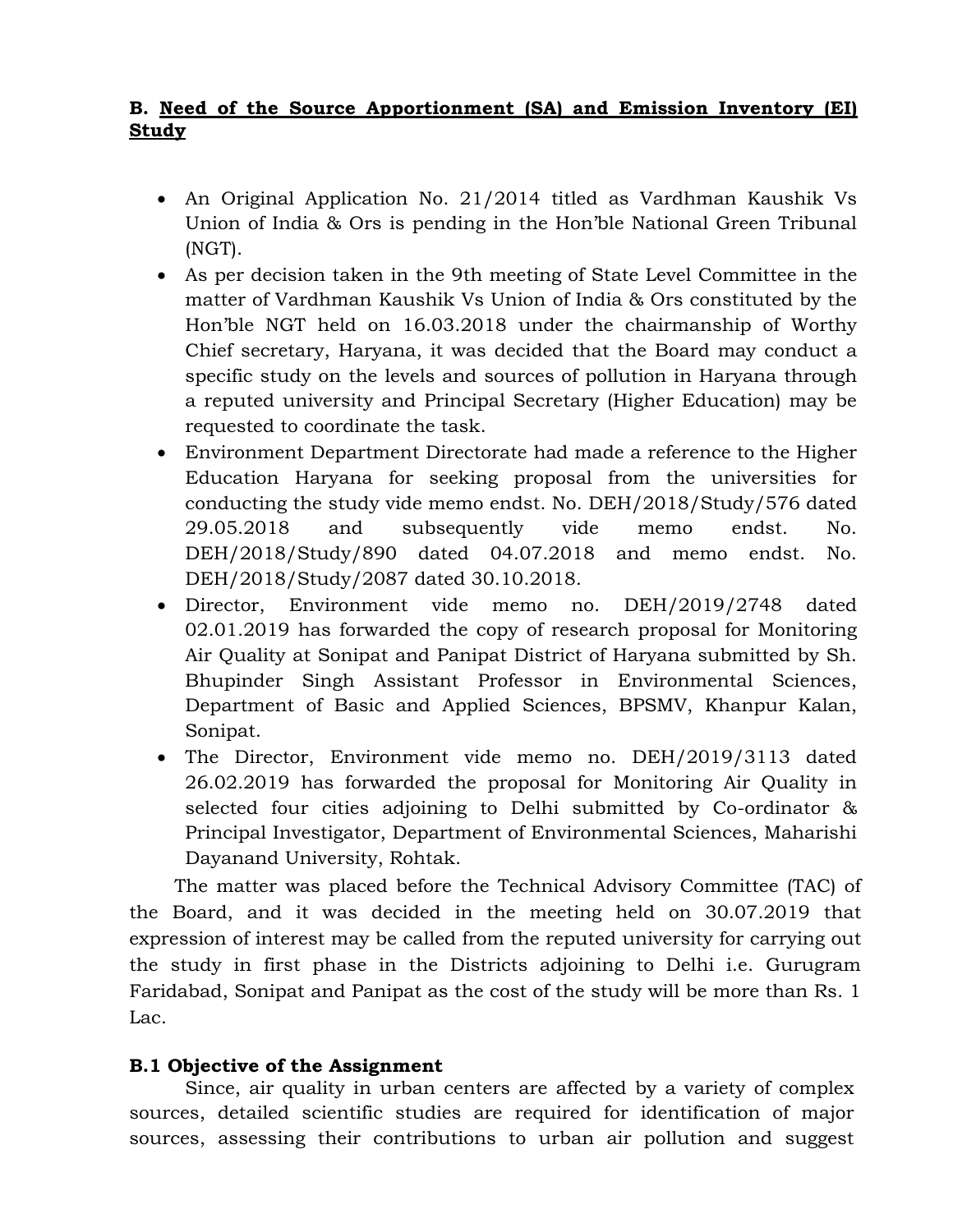## B. <u>Need of the Source Apportionment (SA) and Emission Inventory (EI) Study</u>

- An Original Application No. 21/2014 titled as Vardhman Kaushik Vs Union of India & Ors is pending in the Hon'ble National Green Tribunal (NGT).
- As per decision taken in the 9th meeting of State Level Committee in the matter of Vardhman Kaushik Vs Union of India & Ors constituted by the Hon'ble NGT held on 16.03.2018 under the chairmanship of Worthy Chief secretary, Haryana, it was decided that the Board may conduct a specific study on the levels and sources of pollution in Haryana through a reputed university and Principal Secretary (Higher Education) may be requested to coordinate the task.
- Environment Department Directorate had made a reference to the Higher Education Haryana for seeking proposal from the universities for conducting the study vide memo endst. No. DEH/2018/Study/576 dated 29.05.2018 and subsequently vide memo endst. No. DEH/2018/Study/890 dated 04.07.2018 and memo endst. No. DEH/2018/Study/2087 dated 30.10.2018.
- Director, Environment vide memo no. DEH/2019/2748 dated 02.01.2019 has forwarded the copy of research proposal for Monitoring Air Quality at Sonipat and Panipat District of Haryana submitted by Sh. Bhupinder Singh Assistant Professor in Environmental Sciences, Department of Basic and Applied Sciences, BPSMV, Khanpur Kalan, Sonipat.
- The Director, Environment vide memo no. DEH/2019/3113 dated 26.02.2019 has forwarded the proposal for Monitoring Air Quality in selected four cities adjoining to Delhi submitted by Co-ordinator & Principal Investigator, Department of Environmental Sciences, Maharishi Dayanand University, Rohtak.

The matter was placed before the Technical Advisory Committee (TAC) of the Board, and it was decided in the meeting held on 30.07.2019 that expression of interest may be called from the reputed university for carrying out the study in first phase in the Districts adjoining to Delhi i.e. Gurugram Faridabad, Sonipat and Panipat as the cost of the study will be more than Rs. 1 Lac.

### B.1 Objective of the Assignment

Since, air quality in urban centers are affected by a variety of complex sources, detailed scientific studies are required for identification of major sources, assessing their contributions to urban air pollution and suggest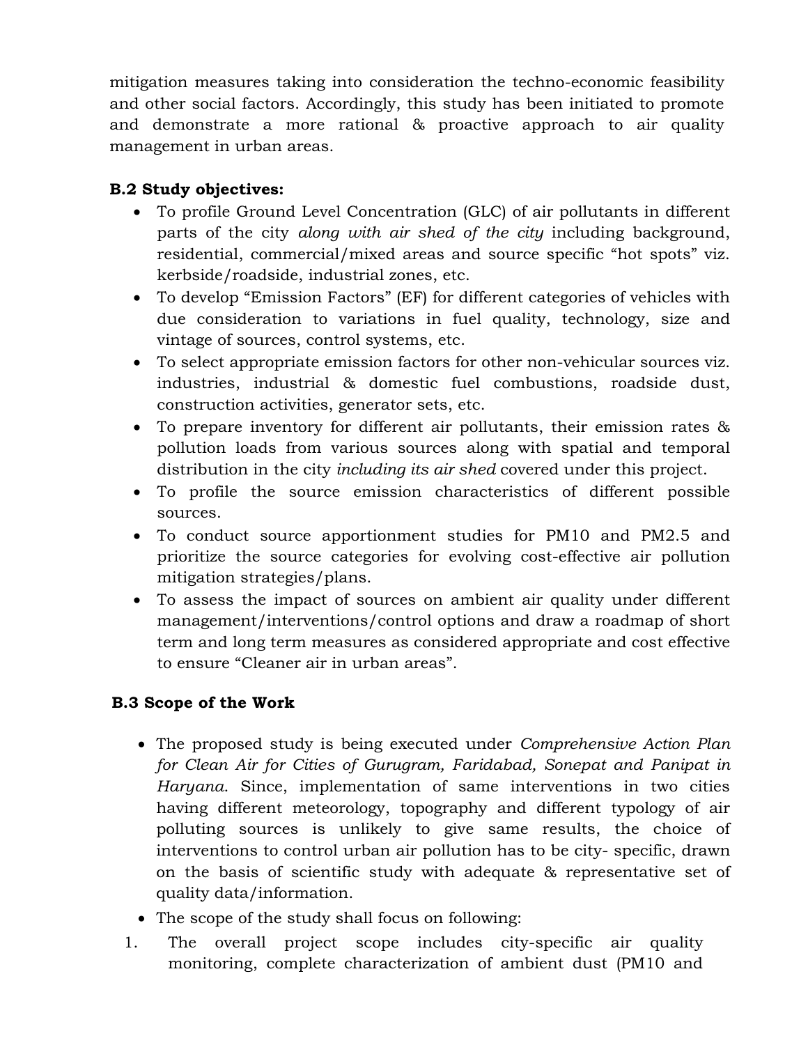mitigation measures taking into consideration the techno-economic feasibility and other social factors. Accordingly, this study has been initiated to promote and demonstrate a more rational & proactive approach to air quality management in urban areas.

**B.2 Study objectives:**

- To profile Ground Level Concentration (GLC) of air pollutants in different parts of the city *along with air shed of the city* including background, residential, commercial/mixed areas and source specific "hot spots" viz. kerbside/roadside, industrial zones, etc.
- To develop "Emission Factors" (EF) for different categories of vehicles with due consideration to variations in fuel quality, technology, size and vintage of sources, control systems, etc.
- To select appropriate emission factors for other non-vehicular sources viz. industries, industrial & domestic fuel combustions, roadside dust, construction activities, generator sets, etc.
- To prepare inventory for different air pollutants, their emission rates & pollution loads from various sources along with spatial and temporal distribution in the city *including its air shed* covered under this project.
- To profile the source emission characteristics of different possible sources.
- To conduct source apportionment studies for PM10 and PM2.5 and prioritize the source categories for evolving cost-effective air pollution mitigation strategies/plans.
- To assess the impact of sources on ambient air quality under different management/interventions/control options and draw a roadmap of short term and long term measures as considered appropriate and cost effective to ensure "Cleaner air in urban areas".

**B.3 Scope of the Work**

- The proposed study is being executed under *Comprehensive Action Plan for Clean Air for Cities of Gurugram, Faridabad, Sonepat and Panipat in Haryana*. Since, implementation of same interventions in two cities having different meteorology, topography and different typology of air polluting sources is unlikely to give same results, the choice of interventions to control urban air pollution has to be city- specific, drawn on the basis of scientific study with adequate & representative set of quality data/information.
- The scope of the study shall focus on following:

1. The overall project scope includes city-specific air quality monitoring, complete characterization of ambient dust (PM10 and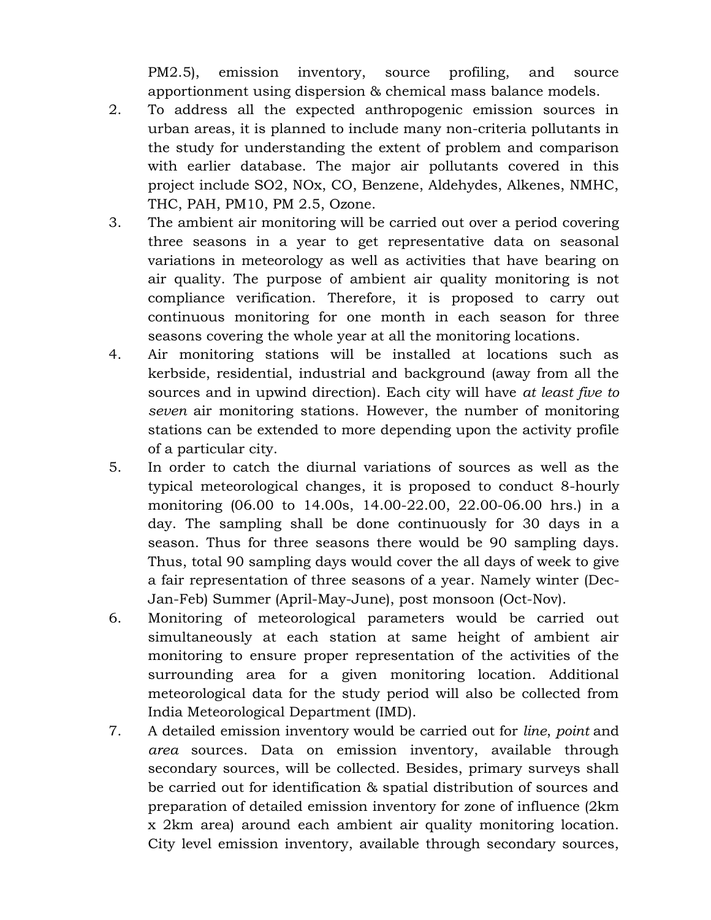PM2.5), emission inventory, source profiling, and source apportionment using dispersion & chemical mass balance models.

2. To address all the expected anthropogenic emission sources in urban areas, it is planned to include many non-criteria pollutants in the study for understanding the extent of problem and comparison with earlier database. The major air pollutants covered in this project include $SO_2$, $NO_x$, CO, Benzene, Aldehydes, Alkenes, NMHC, THC, PAH, PM10, PM 2.5, Ozone.
3. The ambient air monitoring will be carried out over a period covering three seasons in a year to get representative data on seasonal variations in meteorology as well as activities that have bearing on air quality. The purpose of ambient air quality monitoring is not compliance verification. Therefore, it is proposed to carry out continuous monitoring for one month in each season for three seasons covering the whole year at all the monitoring locations.
4. Air monitoring stations will be installed at locations such as kerbside, residential, industrial and background (away from all the sources and in upwind direction). Each city will have *at least five to seven* air monitoring stations. However, the number of monitoring stations can be extended to more depending upon the activity profile of a particular city.
5. In order to catch the diurnal variations of sources as well as the typical meteorological changes, it is proposed to conduct 8-hourly monitoring (06.00 to 14.00s, 14.00-22.00, 22.00-06.00 hrs.) in a day. The sampling shall be done continuously for 30 days in a season. Thus for three seasons there would be 90 sampling days. Thus, total 90 sampling days would cover the all days of week to give a fair representation of three seasons of a year. Namely winter (Dec-Jan-Feb) Summer (April-May-June), post monsoon (Oct-Nov).
6. Monitoring of meteorological parameters would be carried out simultaneously at each station at same height of ambient air monitoring to ensure proper representation of the activities of the surrounding area for a given monitoring location. Additional meteorological data for the study period will also be collected from India Meteorological Department (IMD).
7. A detailed emission inventory would be carried out for *line*, *point* and *area* sources. Data on emission inventory, available through secondary sources, will be collected. Besides, primary surveys shall be carried out for identification & spatial distribution of sources and preparation of detailed emission inventory for zone of influence (2km x 2km area) around each ambient air quality monitoring location. City level emission inventory, available through secondary sources,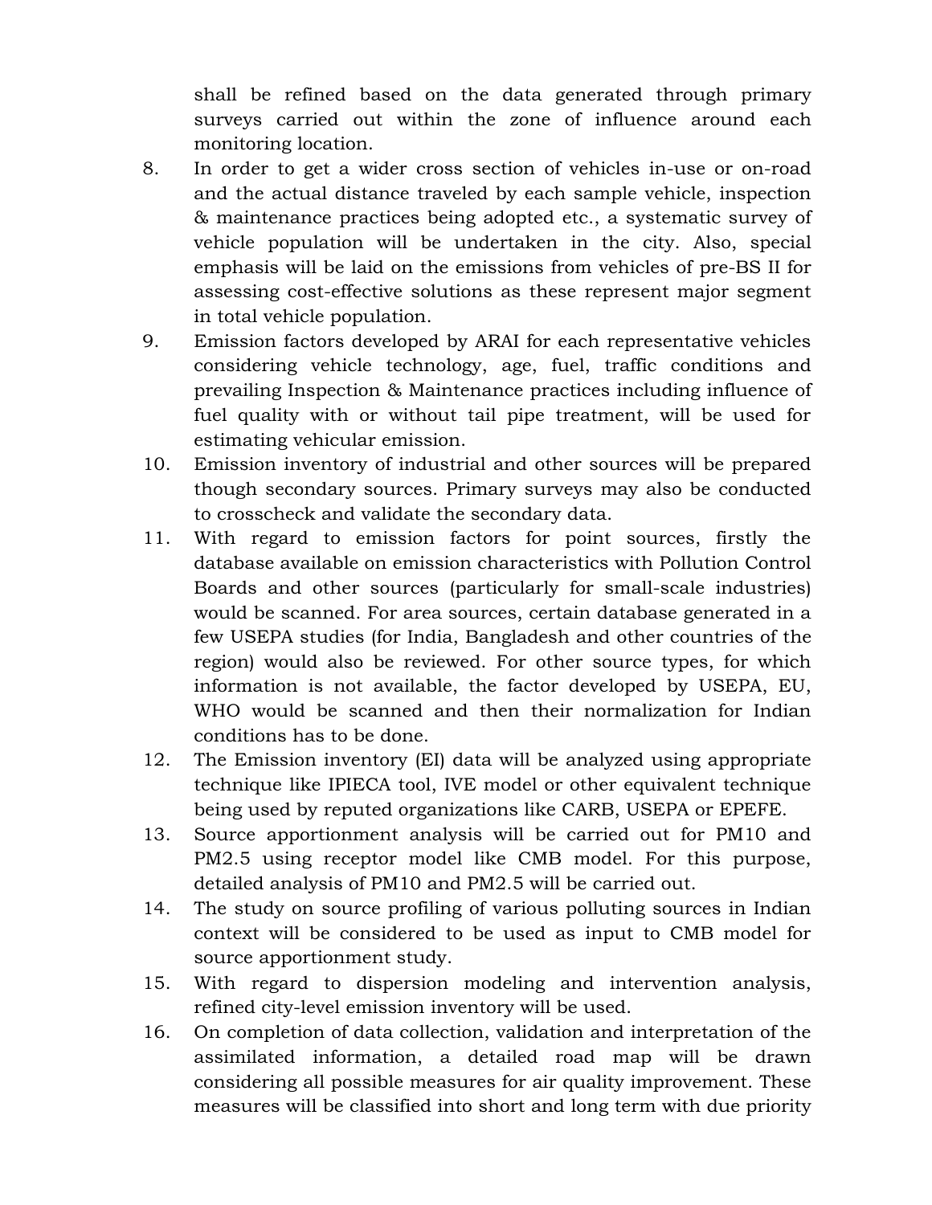shall be refined based on the data generated through primary surveys carried out within the zone of influence around each monitoring location.

8. In order to get a wider cross section of vehicles in-use or on-road and the actual distance traveled by each sample vehicle, inspection & maintenance practices being adopted etc., a systematic survey of vehicle population will be undertaken in the city. Also, special emphasis will be laid on the emissions from vehicles of pre-BS II for assessing cost-effective solutions as these represent major segment in total vehicle population.
9. Emission factors developed by ARAI for each representative vehicles considering vehicle technology, age, fuel, traffic conditions and prevailing Inspection & Maintenance practices including influence of fuel quality with or without tail pipe treatment, will be used for estimating vehicular emission.
10. Emission inventory of industrial and other sources will be prepared though secondary sources. Primary surveys may also be conducted to crosscheck and validate the secondary data.
11. With regard to emission factors for point sources, firstly the database available on emission characteristics with Pollution Control Boards and other sources (particularly for small-scale industries) would be scanned. For area sources, certain database generated in a few USEPA studies (for India, Bangladesh and other countries of the region) would also be reviewed. For other source types, for which information is not available, the factor developed by USEPA, EU, WHO would be scanned and then their normalization for Indian conditions has to be done.
12. The Emission inventory (EI) data will be analyzed using appropriate technique like IPIECA tool, IVE model or other equivalent technique being used by reputed organizations like CARB, USEPA or EPEFE.
13. Source apportionment analysis will be carried out for PM10 and PM2.5 using receptor model like CMB model. For this purpose, detailed analysis of PM10 and PM2.5 will be carried out.
14. The study on source profiling of various polluting sources in Indian context will be considered to be used as input to CMB model for source apportionment study.
15. With regard to dispersion modeling and intervention analysis, refined city-level emission inventory will be used.
16. On completion of data collection, validation and interpretation of the assimilated information, a detailed road map will be drawn considering all possible measures for air quality improvement. These measures will be classified into short and long term with due priority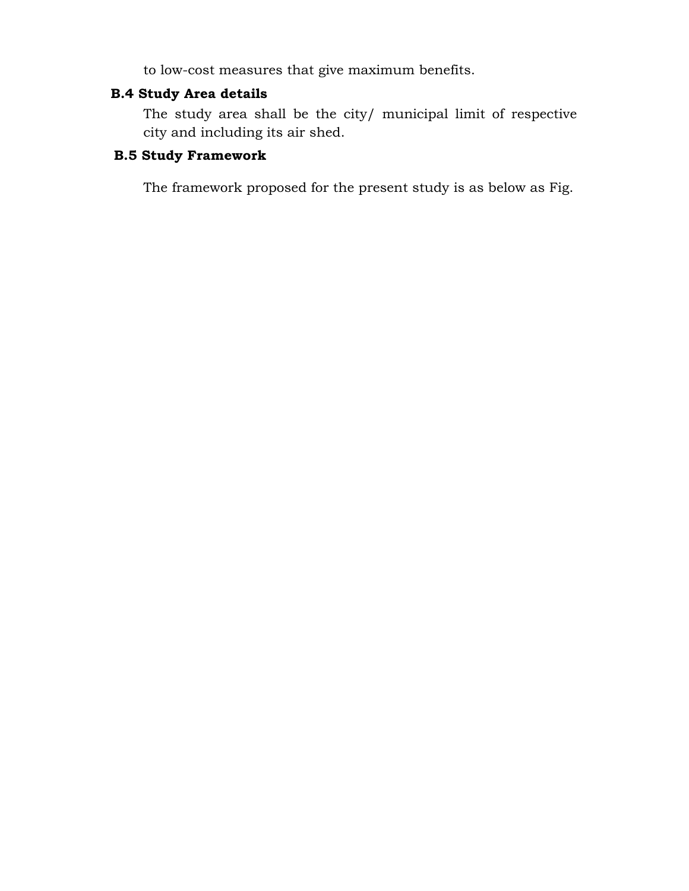to low-cost measures that give maximum benefits.

### B.4 Study Area details

The study area shall be the city/ municipal limit of respective city and including its air shed.

### B.5 Study Framework

The framework proposed for the present study is as below as Fig.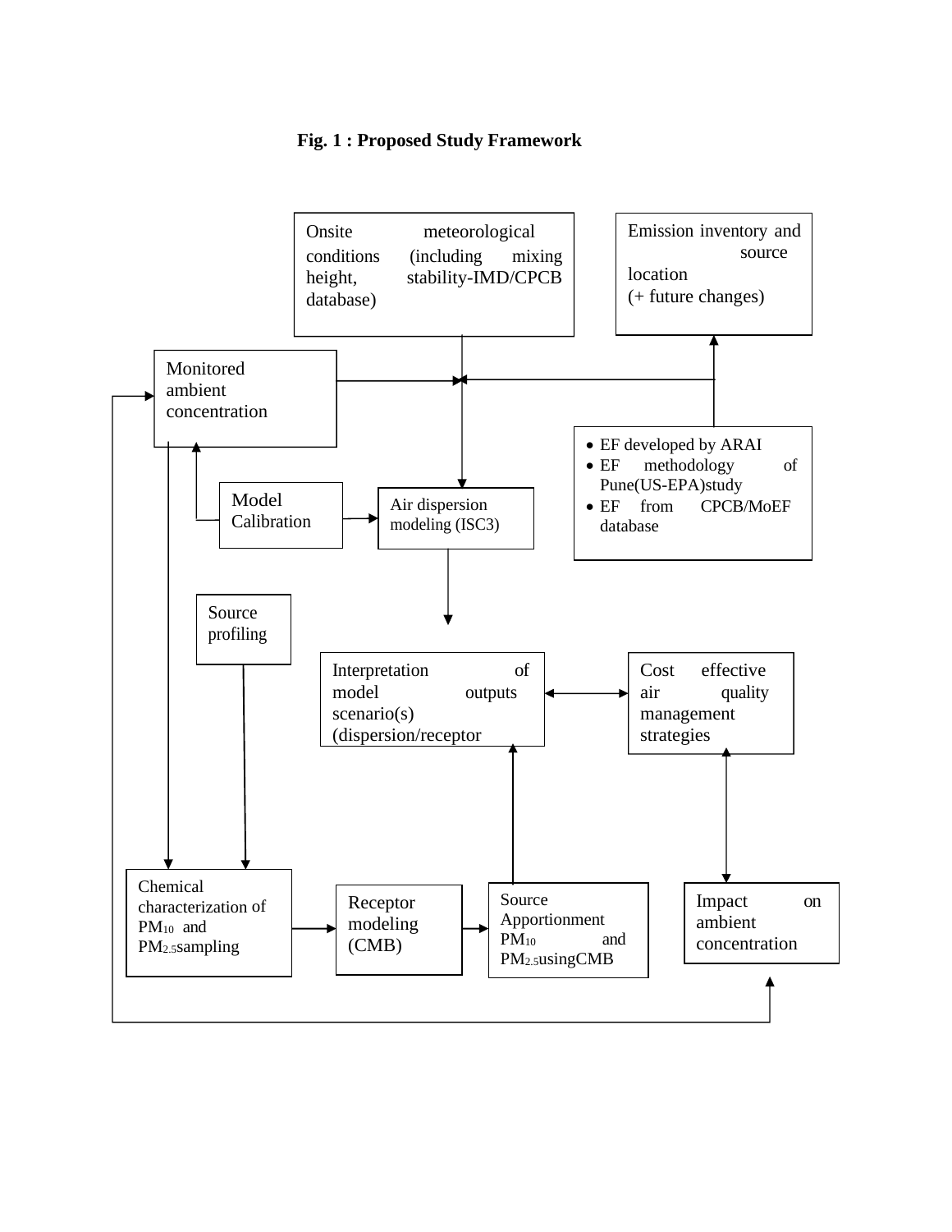**Fig. 1 : Proposed Study Framework**

Onsite meteorological conditions (including mixing height, stability-IMD/CPCB database)

Emission inventory and source location
(+ future changes)

Monitored ambient concentration

- EF developed by ARAI
- EF methodology of Pune(US-EPA)study
- EF from CPCB/MoEF database

Model Calibration

Air dispersion modeling (ISC3)

Source profiling

Interpretation of model outputs scenario(s) (dispersion/receptor

Cost effective air quality management strategies

Chemical characterization of $PM_{10}$ and $PM_{2.5}$sampling

Receptor modeling (CMB)

Source Apportionment $PM_{10}$ and $PM_{2.5}$usingCMB

Impact on ambient concentration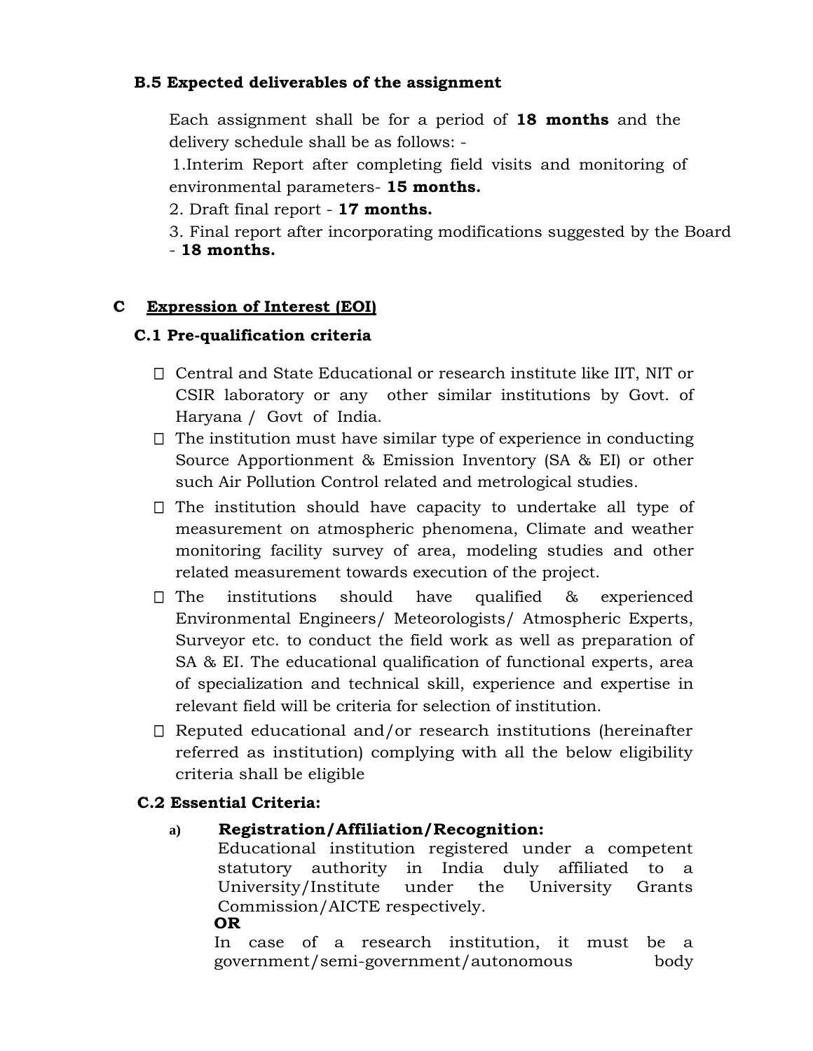### B.5 Expected deliverables of the assignment

Each assignment shall be for a period of **18 months** and the delivery schedule shall be as follows: -

1. Interim Report after completing field visits and monitoring of environmental parameters- **15 months.**
2. Draft final report - **17 months.**
3. Final report after incorporating modifications suggested by the Board - **18 months.**

## C Expression of Interest (EOI)

### C.1 Pre-qualification criteria

- Central and State Educational or research institute like IIT, NIT or CSIR laboratory or any other similar institutions by Govt. of Haryana / Govt of India.
- The institution must have similar type of experience in conducting Source Apportionment & Emission Inventory (SA & EI) or other such Air Pollution Control related and metrological studies.
- The institution should have capacity to undertake all type of measurement on atmospheric phenomena, Climate and weather monitoring facility survey of area, modeling studies and other related measurement towards execution of the project.
- The institutions should have qualified & experienced Environmental Engineers/ Meteorologists/ Atmospheric Experts, Surveyor etc. to conduct the field work as well as preparation of SA & EI. The educational qualification of functional experts, area of specialization and technical skill, experience and expertise in relevant field will be criteria for selection of institution.
- Reputed educational and/or research institutions (hereinafter referred as institution) complying with all the below eligibility criteria shall be eligible

### C.2 Essential Criteria:

a) **Registration/Affiliation/Recognition:**
Educational institution registered under a competent statutory authority in India duly affiliated to a University/Institute under the University Grants Commission/AICTE respectively.
**OR**
In case of a research institution, it must be a government/semi-government/autonomous body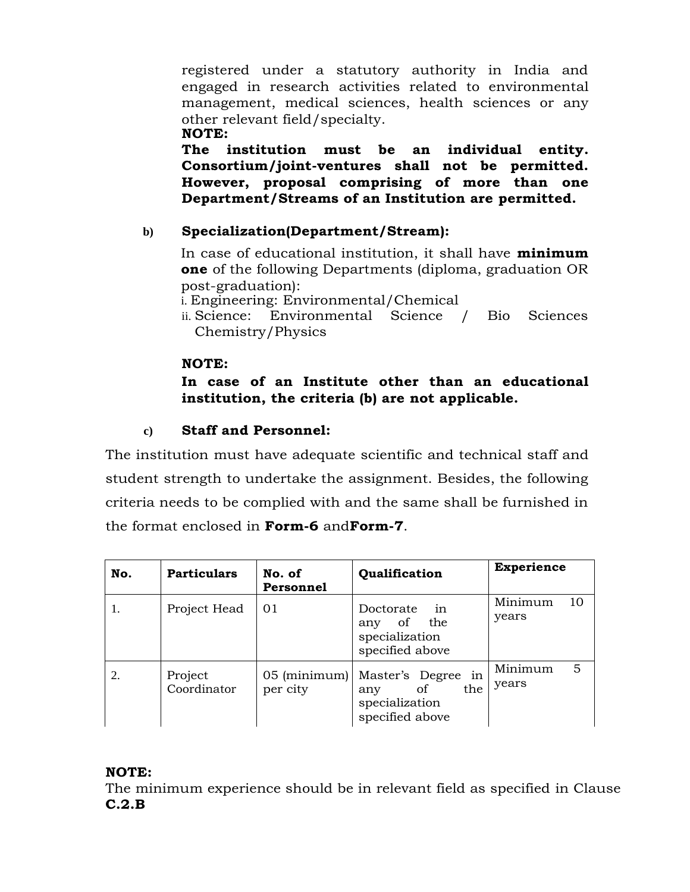registered under a statutory authority in India and engaged in research activities related to environmental management, medical sciences, health sciences or any other relevant field/specialty.

**NOTE:**

**The institution must be an individual entity. Consortium/joint-ventures shall not be permitted. However, proposal comprising of more than one Department/Streams of an Institution are permitted.**

b) **Specialization(Department/Stream):**

In case of educational institution, it shall have **minimum one** of the following Departments (diploma, graduation OR post-graduation):

i. Engineering: Environmental/Chemical
ii. Science: Environmental Science / Bio Sciences Chemistry/Physics

**NOTE:**

**In case of an Institute other than an educational institution, the criteria (b) are not applicable.**

c) **Staff and Personnel:**

The institution must have adequate scientific and technical staff and student strength to undertake the assignment. Besides, the following criteria needs to be complied with and the same shall be furnished in the format enclosed in **Form-6** and**Form-7**.

| No. | Particulars | No. of Personnel | Qualification | Experience |
|---|---|---|---|---|
| 1. | Project Head | 01 | Doctorate in any of the specialization specified above | Minimum 10 years |
| 2. | Project Coordinator | 05 (minimum) per city | Master's Degree in any of the specialization specified above | Minimum 5 years |

**NOTE:**

The minimum experience should be in relevant field as specified in Clause **C.2.B**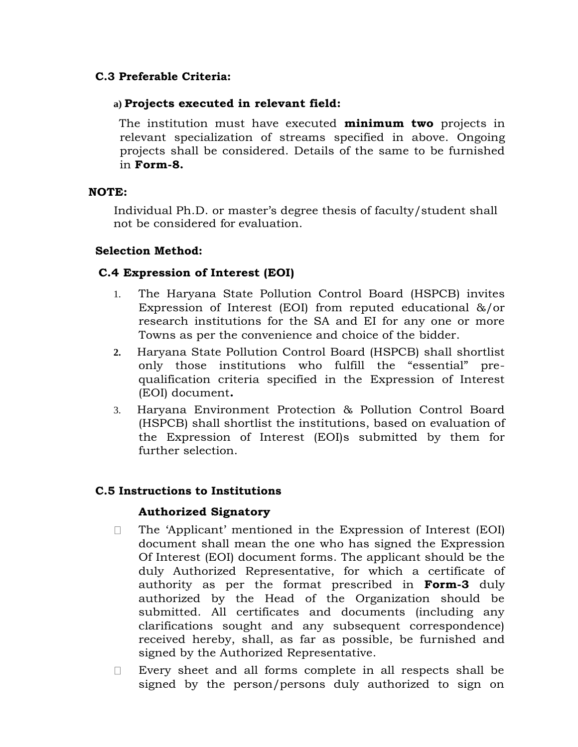**C.3 Preferable Criteria:**

**a) Projects executed in relevant field:**

The institution must have executed **minimum two** projects in relevant specialization of streams specified in above. Ongoing projects shall be considered. Details of the same to be furnished in **Form-8.**

**NOTE:**

Individual Ph.D. or master's degree thesis of faculty/student shall not be considered for evaluation.

**Selection Method:**

**C.4 Expression of Interest (EOI)**

1. The Haryana State Pollution Control Board (HSPCB) invites Expression of Interest (EOI) from reputed educational &/or research institutions for the SA and EI for any one or more Towns as per the convenience and choice of the bidder.
2. Haryana State Pollution Control Board (HSPCB) shall shortlist only those institutions who fulfill the "essential" pre-qualification criteria specified in the Expression of Interest (EOI) document**.**
3. Haryana Environment Protection & Pollution Control Board (HSPCB) shall shortlist the institutions, based on evaluation of the Expression of Interest (EOI)s submitted by them for further selection.

**C.5 Instructions to Institutions**

**Authorized Signatory**

- The 'Applicant' mentioned in the Expression of Interest (EOI) document shall mean the one who has signed the Expression Of Interest (EOI) document forms. The applicant should be the duly Authorized Representative, for which a certificate of authority as per the format prescribed in **Form-3** duly authorized by the Head of the Organization should be submitted. All certificates and documents (including any clarifications sought and any subsequent correspondence) received hereby, shall, as far as possible, be furnished and signed by the Authorized Representative.
- Every sheet and all forms complete in all respects shall be signed by the person/persons duly authorized to sign on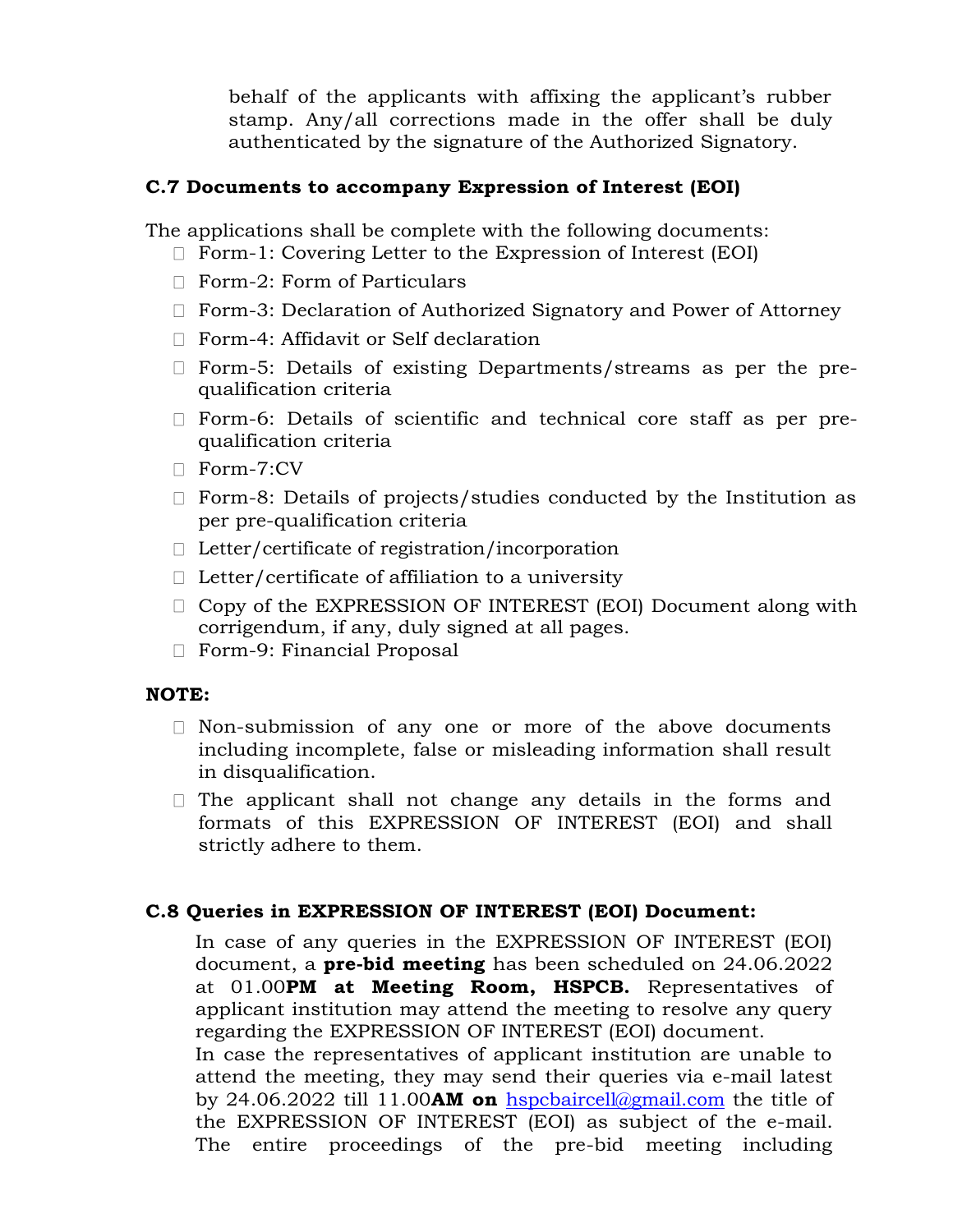behalf of the applicants with affixing the applicant's rubber stamp. Any/all corrections made in the offer shall be duly authenticated by the signature of the Authorized Signatory.

### C.7 Documents to accompany Expression of Interest (EOI)

The applications shall be complete with the following documents:

- Form-1: Covering Letter to the Expression of Interest (EOI)
- Form-2: Form of Particulars
- Form-3: Declaration of Authorized Signatory and Power of Attorney
- Form-4: Affidavit or Self declaration
- Form-5: Details of existing Departments/streams as per the pre-qualification criteria
- Form-6: Details of scientific and technical core staff as per pre-qualification criteria
- Form-7:CV
- Form-8: Details of projects/studies conducted by the Institution as per pre-qualification criteria
- Letter/certificate of registration/incorporation
- Letter/certificate of affiliation to a university
- Copy of the EXPRESSION OF INTEREST (EOI) Document along with corrigendum, if any, duly signed at all pages.
- Form-9: Financial Proposal

**NOTE:**

- Non-submission of any one or more of the above documents including incomplete, false or misleading information shall result in disqualification.
- The applicant shall not change any details in the forms and formats of this EXPRESSION OF INTEREST (EOI) and shall strictly adhere to them.

### C.8 Queries in EXPRESSION OF INTEREST (EOI) Document:

In case of any queries in the EXPRESSION OF INTEREST (EOI) document, a **pre-bid meeting** has been scheduled on 24.06.2022 at 01.00**PM at Meeting Room, HSPCB.** Representatives of applicant institution may attend the meeting to resolve any query regarding the EXPRESSION OF INTEREST (EOI) document.

In case the representatives of applicant institution are unable to attend the meeting, they may send their queries via e-mail latest by 24.06.2022 till 11.00**AM on** hspcbaircell@gmail.com the title of the EXPRESSION OF INTEREST (EOI) as subject of the e-mail. The entire proceedings of the pre-bid meeting including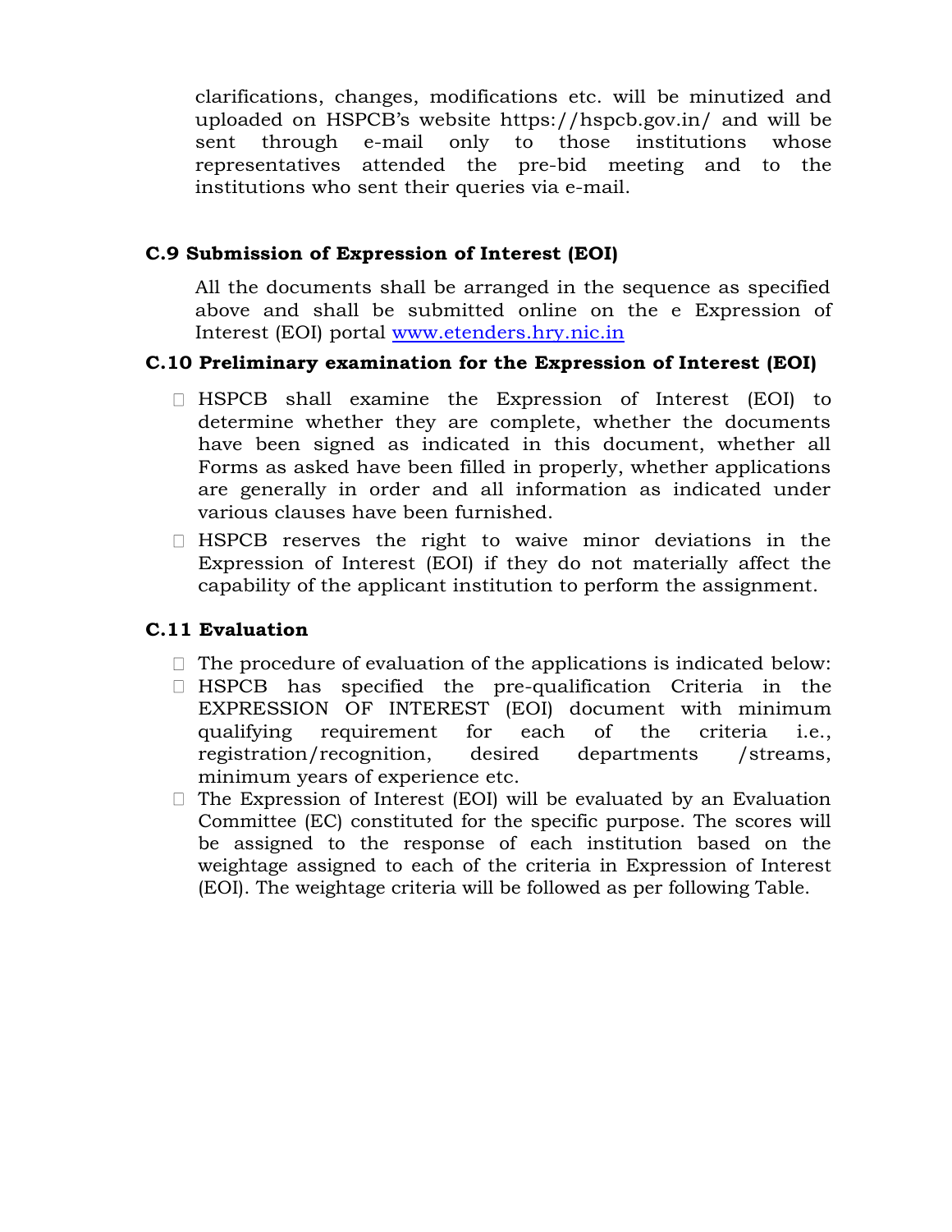clarifications, changes, modifications etc. will be minutized and uploaded on HSPCB's website https://hspcb.gov.in/ and will be sent through e-mail only to those institutions whose representatives attended the pre-bid meeting and to the institutions who sent their queries via e-mail.

### C.9 Submission of Expression of Interest (EOI)

All the documents shall be arranged in the sequence as specified above and shall be submitted online on the e Expression of Interest (EOI) portal [www.etenders.hry.nic.in](www.etenders.hry.nic.in)

### C.10 Preliminary examination for the Expression of Interest (EOI)

- HSPCB shall examine the Expression of Interest (EOI) to determine whether they are complete, whether the documents have been signed as indicated in this document, whether all Forms as asked have been filled in properly, whether applications are generally in order and all information as indicated under various clauses have been furnished.
- HSPCB reserves the right to waive minor deviations in the Expression of Interest (EOI) if they do not materially affect the capability of the applicant institution to perform the assignment.

### C.11 Evaluation

- The procedure of evaluation of the applications is indicated below:
- HSPCB has specified the pre-qualification Criteria in the EXPRESSION OF INTEREST (EOI) document with minimum qualifying requirement for each of the criteria i.e., registration/recognition, desired departments /streams, minimum years of experience etc.
- The Expression of Interest (EOI) will be evaluated by an Evaluation Committee (EC) constituted for the specific purpose. The scores will be assigned to the response of each institution based on the weightage assigned to each of the criteria in Expression of Interest (EOI). The weightage criteria will be followed as per following Table.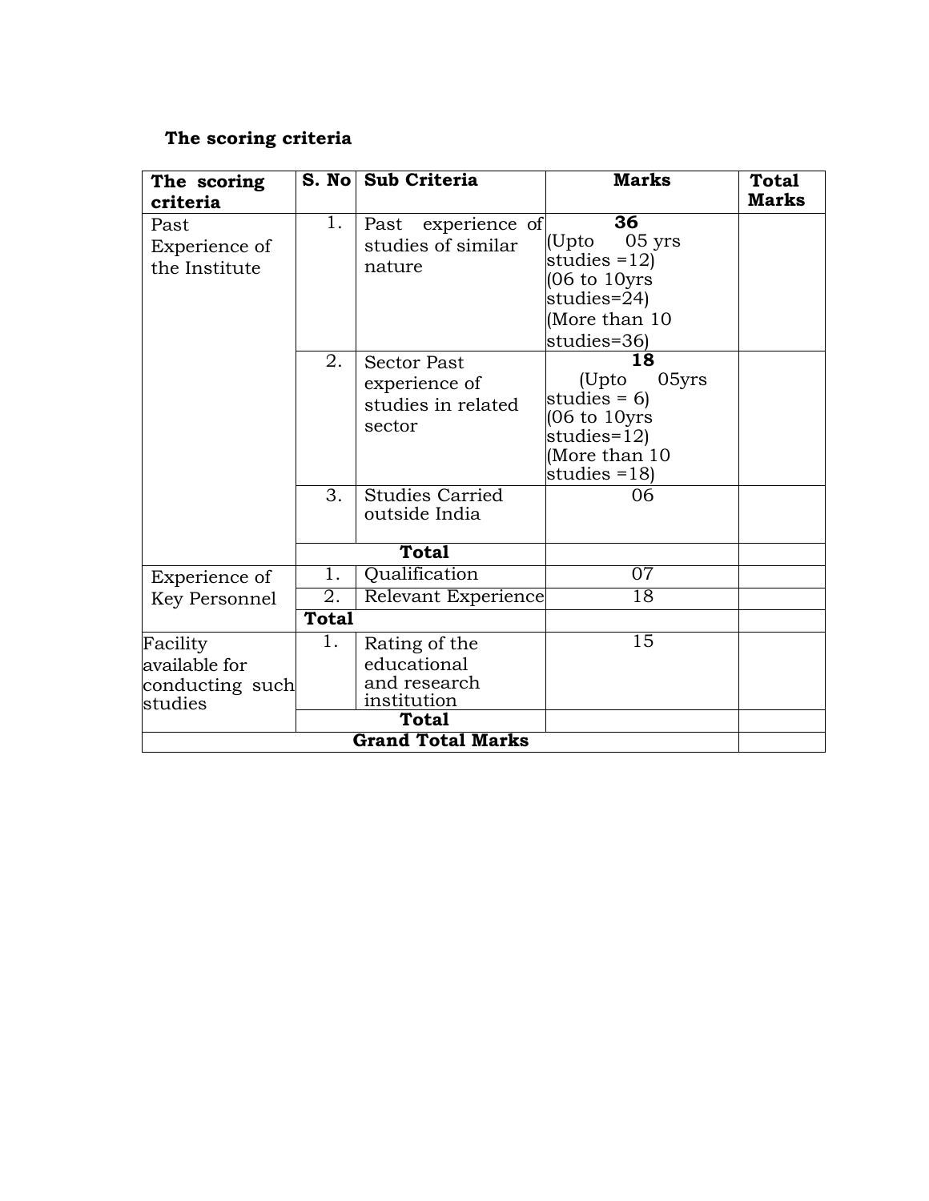**The scoring criteria**

| The scoring criteria | S. No | Sub Criteria | Marks | Total Marks |
|---|---|---|---|---|
| Past Experience of the Institute | 1. | Past experience of studies of similar nature | **36** (Upto 05 yrs studies =12) (06 to 10yrs studies=24) (More than 10 studies=36) | |
| | 2. | Sector Past experience of studies in related sector | **18** (Upto 05yrs studies = 6) (06 to 10yrs studies=12) (More than 10 studies =18) | |
| | 3. | Studies Carried outside India | 06 | |
| | **Total** | | | |
| Experience of Key Personnel | 1. | Qualification | 07 | |
| | 2. | Relevant Experience | 18 | |
| | **Total** | | | |
| Facility available for conducting such studies | 1. | Rating of the educational and research institution | 15 | |
| | **Total** | | | |
| **Grand Total Marks** | | | | |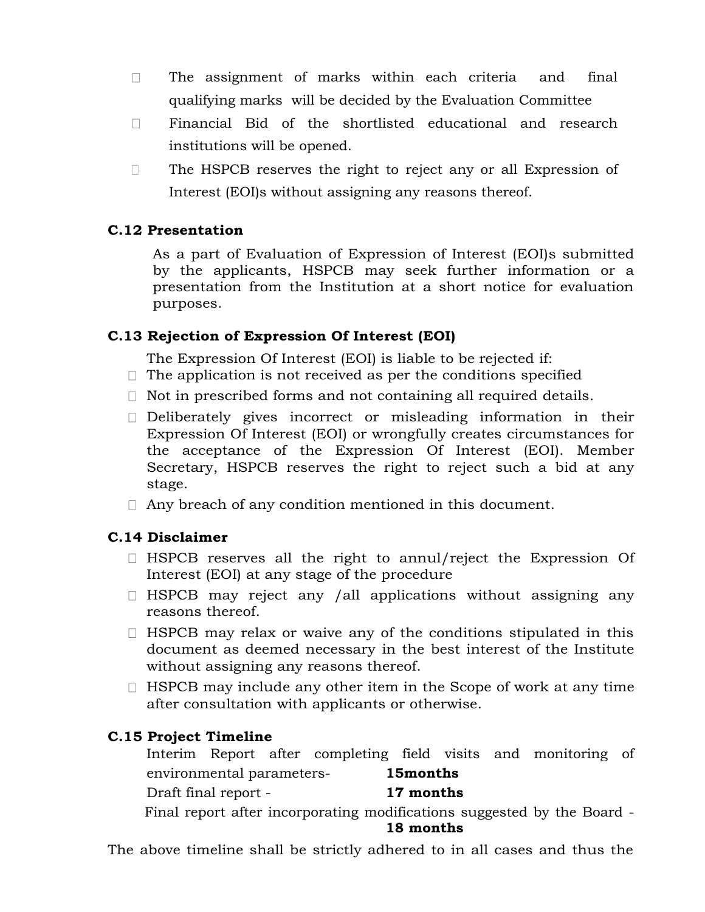- The assignment of marks within each criteria and final qualifying marks will be decided by the Evaluation Committee
- Financial Bid of the shortlisted educational and research institutions will be opened.
- The HSPCB reserves the right to reject any or all Expression of Interest (EOI)s without assigning any reasons thereof.

### C.12 Presentation

As a part of Evaluation of Expression of Interest (EOI)s submitted by the applicants, HSPCB may seek further information or a presentation from the Institution at a short notice for evaluation purposes.

### C.13 Rejection of Expression Of Interest (EOI)

The Expression Of Interest (EOI) is liable to be rejected if:

- The application is not received as per the conditions specified
- Not in prescribed forms and not containing all required details.
- Deliberately gives incorrect or misleading information in their Expression Of Interest (EOI) or wrongfully creates circumstances for the acceptance of the Expression Of Interest (EOI). Member Secretary, HSPCB reserves the right to reject such a bid at any stage.
- Any breach of any condition mentioned in this document.

### C.14 Disclaimer

- HSPCB reserves all the right to annul/reject the Expression Of Interest (EOI) at any stage of the procedure
- HSPCB may reject any /all applications without assigning any reasons thereof.
- HSPCB may relax or waive any of the conditions stipulated in this document as deemed necessary in the best interest of the Institute without assigning any reasons thereof.
- HSPCB may include any other item in the Scope of work at any time after consultation with applicants or otherwise.

### C.15 Project Timeline

Interim Report after completing field visits and monitoring of environmental parameters- **15months**

Draft final report - **17 months**

Final report after incorporating modifications suggested by the Board - **18 months**

The above timeline shall be strictly adhered to in all cases and thus the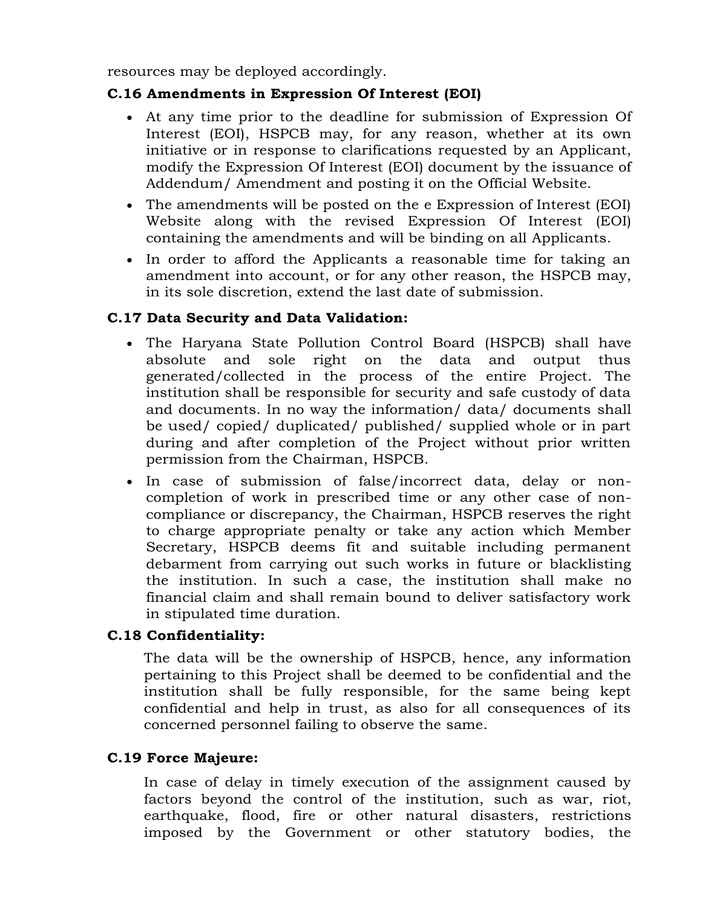resources may be deployed accordingly.

### C.16 Amendments in Expression Of Interest (EOI)

- At any time prior to the deadline for submission of Expression Of Interest (EOI), HSPCB may, for any reason, whether at its own initiative or in response to clarifications requested by an Applicant, modify the Expression Of Interest (EOI) document by the issuance of Addendum/ Amendment and posting it on the Official Website.
- The amendments will be posted on the e Expression of Interest (EOI) Website along with the revised Expression Of Interest (EOI) containing the amendments and will be binding on all Applicants.
- In order to afford the Applicants a reasonable time for taking an amendment into account, or for any other reason, the HSPCB may, in its sole discretion, extend the last date of submission.

### C.17 Data Security and Data Validation:

- The Haryana State Pollution Control Board (HSPCB) shall have absolute and sole right on the data and output thus generated/collected in the process of the entire Project. The institution shall be responsible for security and safe custody of data and documents. In no way the information/ data/ documents shall be used/ copied/ duplicated/ published/ supplied whole or in part during and after completion of the Project without prior written permission from the Chairman, HSPCB.
- In case of submission of false/incorrect data, delay or non-completion of work in prescribed time or any other case of non-compliance or discrepancy, the Chairman, HSPCB reserves the right to charge appropriate penalty or take any action which Member Secretary, HSPCB deems fit and suitable including permanent debarment from carrying out such works in future or blacklisting the institution. In such a case, the institution shall make no financial claim and shall remain bound to deliver satisfactory work in stipulated time duration.

### C.18 Confidentiality:

The data will be the ownership of HSPCB, hence, any information pertaining to this Project shall be deemed to be confidential and the institution shall be fully responsible, for the same being kept confidential and help in trust, as also for all consequences of its concerned personnel failing to observe the same.

### C.19 Force Majeure:

In case of delay in timely execution of the assignment caused by factors beyond the control of the institution, such as war, riot, earthquake, flood, fire or other natural disasters, restrictions imposed by the Government or other statutory bodies, the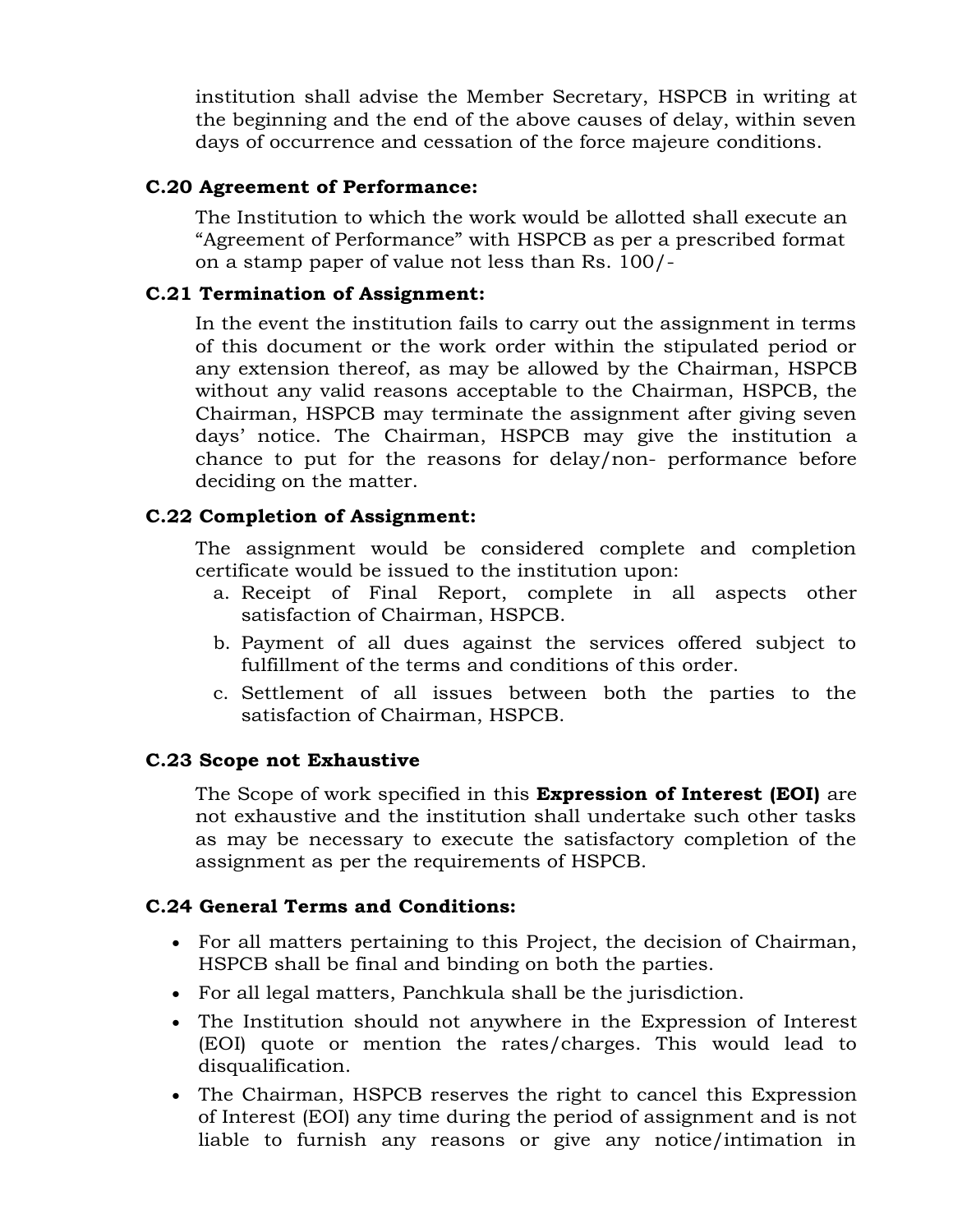institution shall advise the Member Secretary, HSPCB in writing at the beginning and the end of the above causes of delay, within seven days of occurrence and cessation of the force majeure conditions.

**C.20 Agreement of Performance:**

The Institution to which the work would be allotted shall execute an "Agreement of Performance" with HSPCB as per a prescribed format on a stamp paper of value not less than Rs. 100/-

**C.21 Termination of Assignment:**

In the event the institution fails to carry out the assignment in terms of this document or the work order within the stipulated period or any extension thereof, as may be allowed by the Chairman, HSPCB without any valid reasons acceptable to the Chairman, HSPCB, the Chairman, HSPCB may terminate the assignment after giving seven days' notice. The Chairman, HSPCB may give the institution a chance to put for the reasons for delay/non- performance before deciding on the matter.

**C.22 Completion of Assignment:**

The assignment would be considered complete and completion certificate would be issued to the institution upon:

a. Receipt of Final Report, complete in all aspects other satisfaction of Chairman, HSPCB.
b. Payment of all dues against the services offered subject to fulfillment of the terms and conditions of this order.
c. Settlement of all issues between both the parties to the satisfaction of Chairman, HSPCB.

**C.23 Scope not Exhaustive**

The Scope of work specified in this **Expression of Interest (EOI)** are not exhaustive and the institution shall undertake such other tasks as may be necessary to execute the satisfactory completion of the assignment as per the requirements of HSPCB.

**C.24 General Terms and Conditions:**

- For all matters pertaining to this Project, the decision of Chairman, HSPCB shall be final and binding on both the parties.
- For all legal matters, Panchkula shall be the jurisdiction.
- The Institution should not anywhere in the Expression of Interest (EOI) quote or mention the rates/charges. This would lead to disqualification.
- The Chairman, HSPCB reserves the right to cancel this Expression of Interest (EOI) any time during the period of assignment and is not liable to furnish any reasons or give any notice/intimation in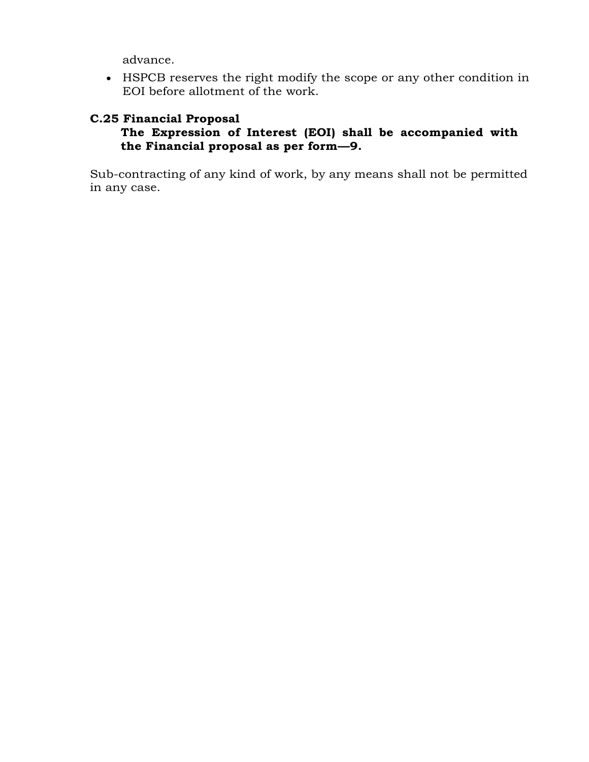advance.

- HSPCB reserves the right modify the scope or any other condition in EOI before allotment of the work.

### C.25 Financial Proposal

**The Expression of Interest (EOI) shall be accompanied with the Financial proposal as per form—9.**

Sub-contracting of any kind of work, by any means shall not be permitted in any case.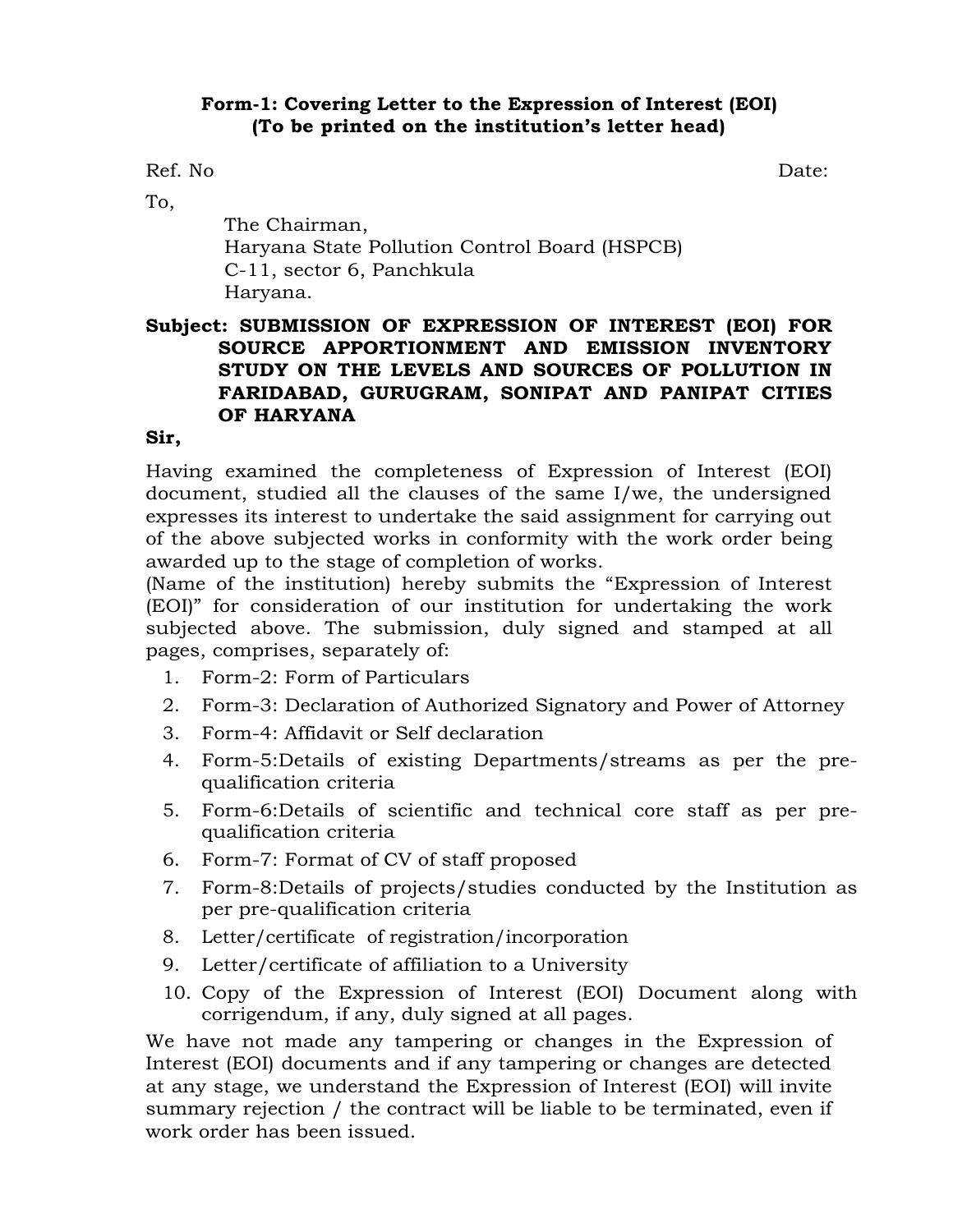**Form-1: Covering Letter to the Expression of Interest (EOI)**
**(To be printed on the institution's letter head)**

Ref. No Date:

To,

The Chairman,
Haryana State Pollution Control Board (HSPCB)
C-11, sector 6, Panchkula
Haryana.

**Subject: SUBMISSION OF EXPRESSION OF INTEREST (EOI) FOR SOURCE APPORTIONMENT AND EMISSION INVENTORY STUDY ON THE LEVELS AND SOURCES OF POLLUTION IN FARIDABAD, GURUGRAM, SONIPAT AND PANIPAT CITIES OF HARYANA**

**Sir,**

Having examined the completeness of Expression of Interest (EOI) document, studied all the clauses of the same I/we, the undersigned expresses its interest to undertake the said assignment for carrying out of the above subjected works in conformity with the work order being awarded up to the stage of completion of works.

(Name of the institution) hereby submits the "Expression of Interest (EOI)" for consideration of our institution for undertaking the work subjected above. The submission, duly signed and stamped at all pages, comprises, separately of:

1. Form-2: Form of Particulars
2. Form-3: Declaration of Authorized Signatory and Power of Attorney
3. Form-4: Affidavit or Self declaration
4. Form-5:Details of existing Departments/streams as per the pre-qualification criteria
5. Form-6:Details of scientific and technical core staff as per pre-qualification criteria
6. Form-7: Format of CV of staff proposed
7. Form-8:Details of projects/studies conducted by the Institution as per pre-qualification criteria
8. Letter/certificate of registration/incorporation
9. Letter/certificate of affiliation to a University
10. Copy of the Expression of Interest (EOI) Document along with corrigendum, if any, duly signed at all pages.

We have not made any tampering or changes in the Expression of Interest (EOI) documents and if any tampering or changes are detected at any stage, we understand the Expression of Interest (EOI) will invite summary rejection / the contract will be liable to be terminated, even if work order has been issued.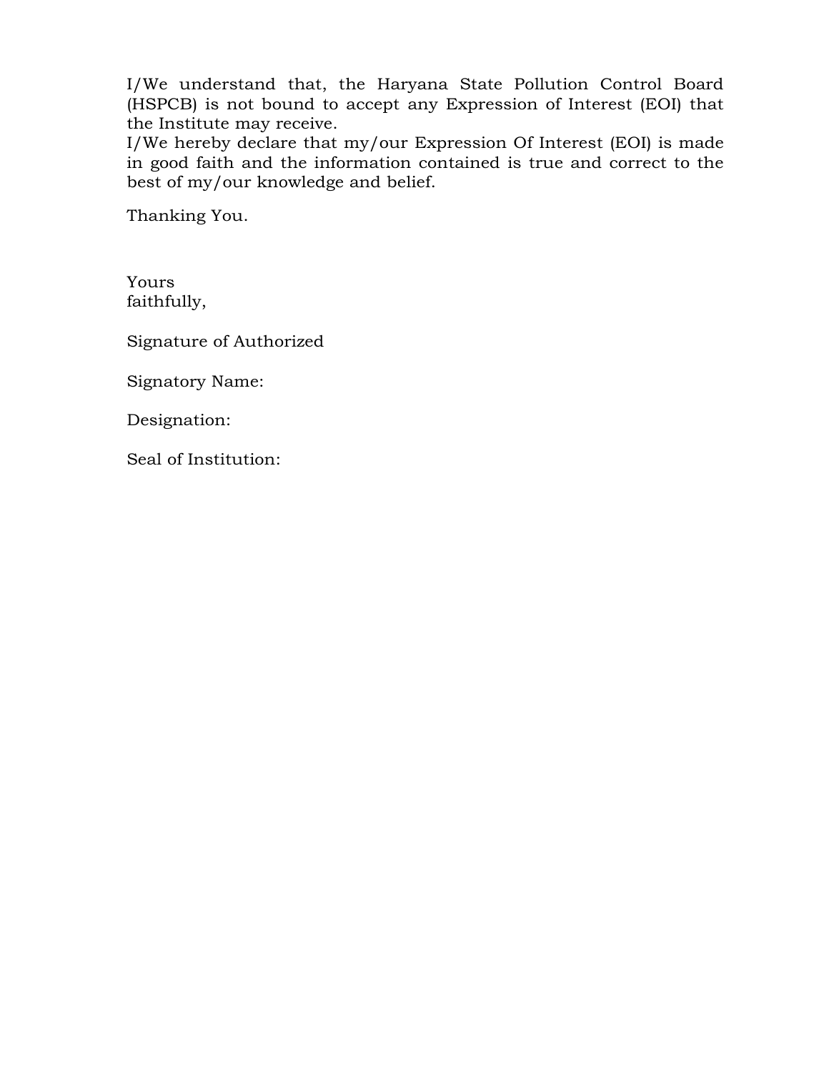I/We understand that, the Haryana State Pollution Control Board (HSPCB) is not bound to accept any Expression of Interest (EOI) that the Institute may receive.
I/We hereby declare that my/our Expression Of Interest (EOI) is made in good faith and the information contained is true and correct to the best of my/our knowledge and belief.

Thanking You.

Yours
faithfully,

Signature of Authorized

Signatory Name:

Designation:

Seal of Institution: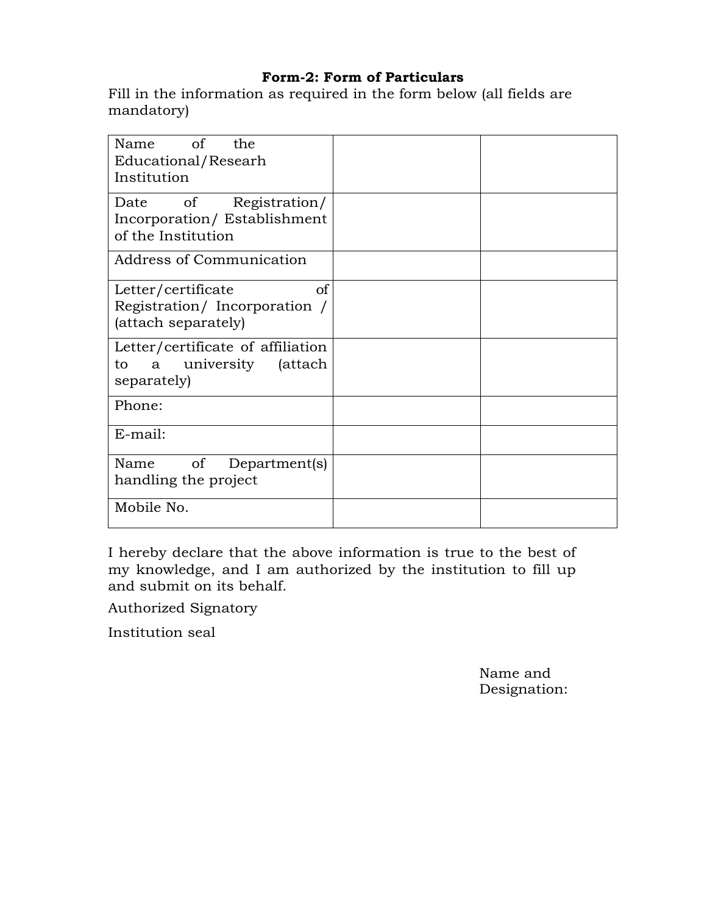**Form-2: Form of Particulars**

Fill in the information as required in the form below (all fields are mandatory)

| Name of the Educational/Researh Institution | | |
|---|---|---|
| Date of Registration/ Incorporation/ Establishment of the Institution | | |
| Address of Communication | | |
| Letter/certificate of Registration/ Incorporation / (attach separately) | | |
| Letter/certificate of affiliation to a university (attach separately) | | |
| Phone: | | |
| E-mail: | | |
| Name of Department(s) handling the project | | |
| Mobile No. | | |

I hereby declare that the above information is true to the best of my knowledge, and I am authorized by the institution to fill up and submit on its behalf.

Authorized Signatory

Institution seal

Name and Designation: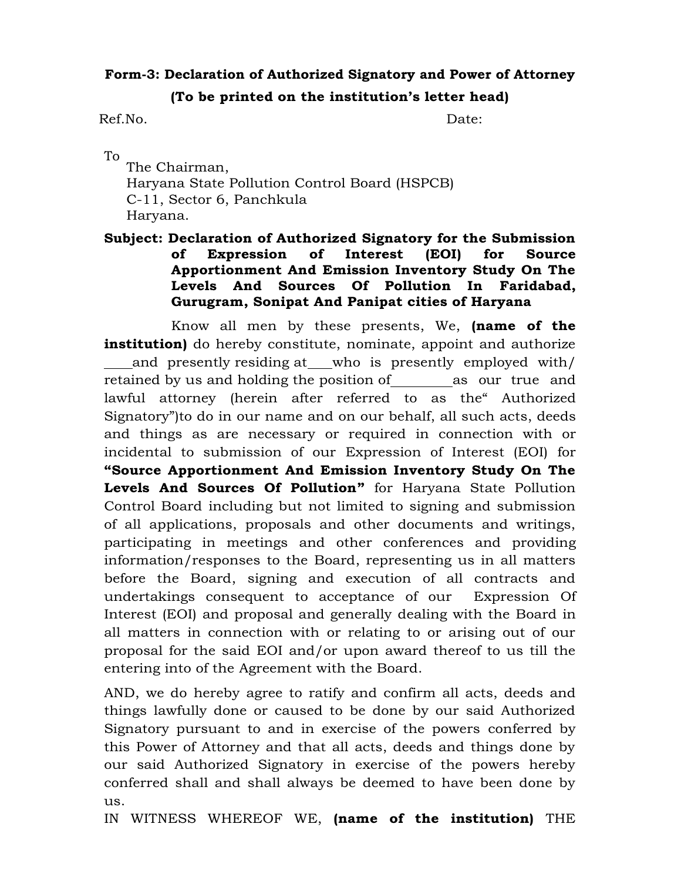**Form-3: Declaration of Authorized Signatory and Power of Attorney**

**(To be printed on the institution's letter head)**

Ref.No. Date:

To
The Chairman,
Haryana State Pollution Control Board (HSPCB)
C-11, Sector 6, Panchkula
Haryana.

**Subject: Declaration of Authorized Signatory for the Submission of Expression of Interest (EOI) for Source Apportionment And Emission Inventory Study On The Levels And Sources Of Pollution In Faridabad, Gurugram, Sonipat And Panipat cities of Haryana**

Know all men by these presents, We, **(name of the institution)** do hereby constitute, nominate, appoint and authorize \_\_\_\_and presently residing at\_\_\_who is presently employed with/ retained by us and holding the position of\_\_\_\_\_\_\_\_\_as our true and lawful attorney (herein after referred to as the" Authorized Signatory")to do in our name and on our behalf, all such acts, deeds and things as are necessary or required in connection with or incidental to submission of our Expression of Interest (EOI) for **"Source Apportionment And Emission Inventory Study On The Levels And Sources Of Pollution"** for Haryana State Pollution Control Board including but not limited to signing and submission of all applications, proposals and other documents and writings, participating in meetings and other conferences and providing information/responses to the Board, representing us in all matters before the Board, signing and execution of all contracts and undertakings consequent to acceptance of our Expression Of Interest (EOI) and proposal and generally dealing with the Board in all matters in connection with or relating to or arising out of our proposal for the said EOI and/or upon award thereof to us till the entering into of the Agreement with the Board.

AND, we do hereby agree to ratify and confirm all acts, deeds and things lawfully done or caused to be done by our said Authorized Signatory pursuant to and in exercise of the powers conferred by this Power of Attorney and that all acts, deeds and things done by our said Authorized Signatory in exercise of the powers hereby conferred shall and shall always be deemed to have been done by us.

IN WITNESS WHEREOF WE, **(name of the institution)** THE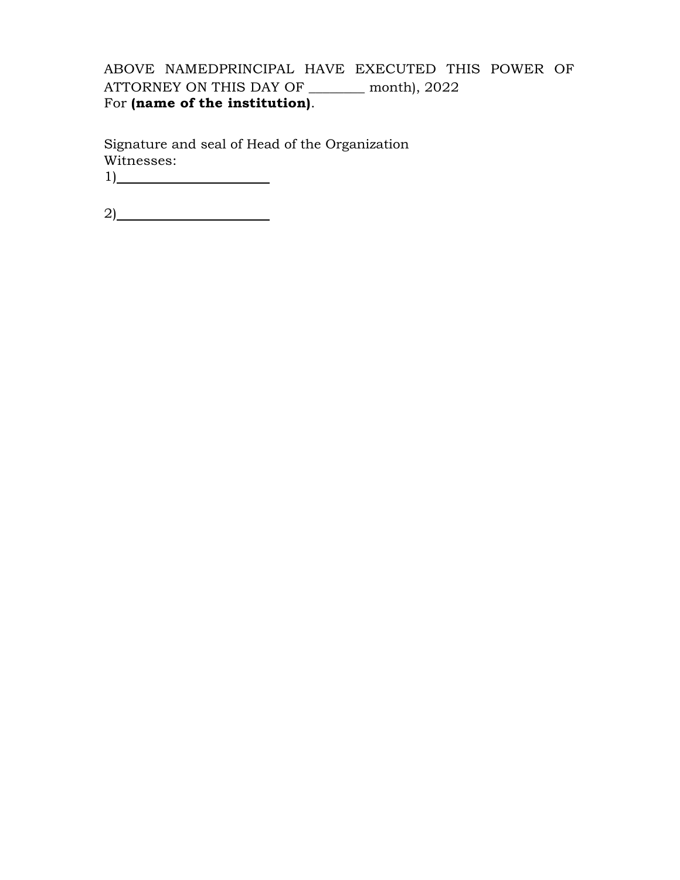ABOVE NAMEDPRINCIPAL HAVE EXECUTED THIS POWER OF ATTORNEY ON THIS DAY OF ________ month), 2022
For **(name of the institution)**.

Signature and seal of Head of the Organization
Witnesses:
1)______________________

2)______________________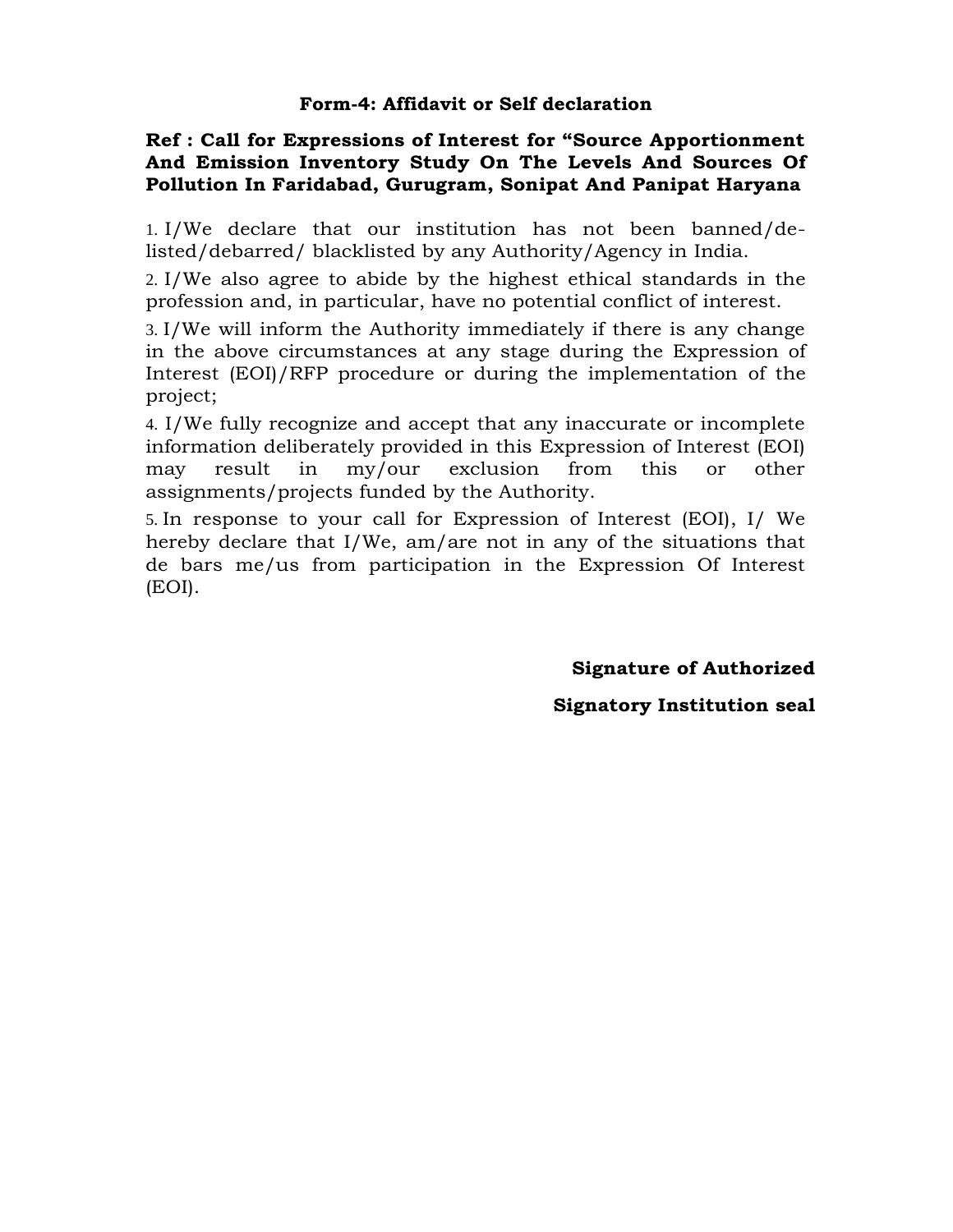**Form-4: Affidavit or Self declaration**

**Ref : Call for Expressions of Interest for "Source Apportionment And Emission Inventory Study On The Levels And Sources Of Pollution In Faridabad, Gurugram, Sonipat And Panipat Haryana**

1. I/We declare that our institution has not been banned/de-listed/debarred/ blacklisted by any Authority/Agency in India.
2. I/We also agree to abide by the highest ethical standards in the profession and, in particular, have no potential conflict of interest.
3. I/We will inform the Authority immediately if there is any change in the above circumstances at any stage during the Expression of Interest (EOI)/RFP procedure or during the implementation of the project;
4. I/We fully recognize and accept that any inaccurate or incomplete information deliberately provided in this Expression of Interest (EOI) may result in my/our exclusion from this or other assignments/projects funded by the Authority.
5. In response to your call for Expression of Interest (EOI), I/ We hereby declare that I/We, am/are not in any of the situations that de bars me/us from participation in the Expression Of Interest (EOI).

**Signature of Authorized**

**Signatory Institution seal**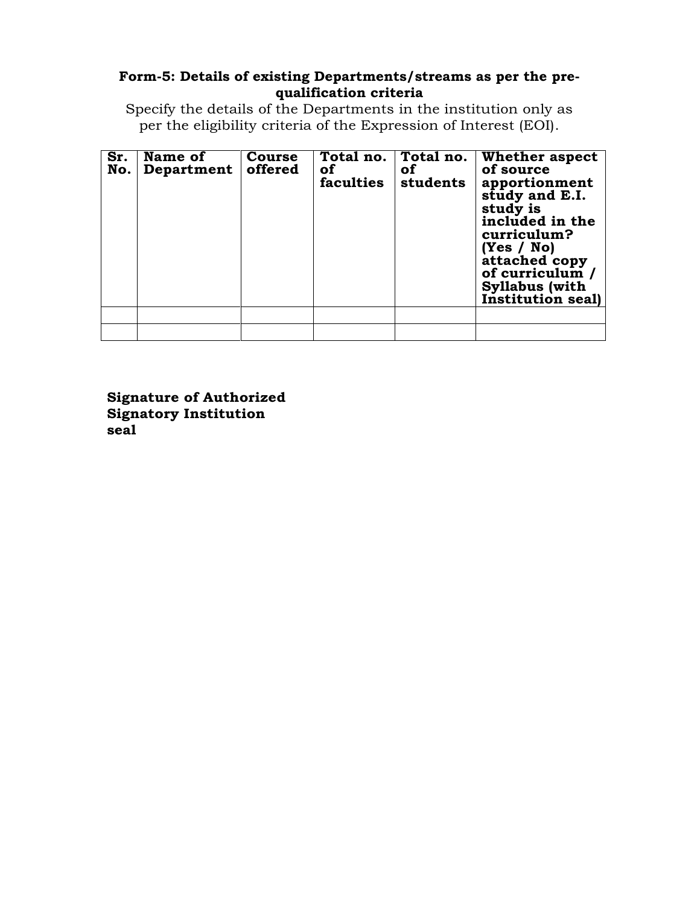**Form-5: Details of existing Departments/streams as per the pre-qualification criteria**

Specify the details of the Departments in the institution only as per the eligibility criteria of the Expression of Interest (EOI).

| Sr. No. | Name of Department | Course offered | Total no. of faculties | Total no. of students | Whether aspect of source apportionment study and E.I. study is included in the curriculum? (Yes / No) attached copy of curriculum / Syllabus (with Institution seal) |
|---|---|---|---|---|---|
| | | | | | |
| | | | | | |

**Signature of Authorized Signatory Institution seal**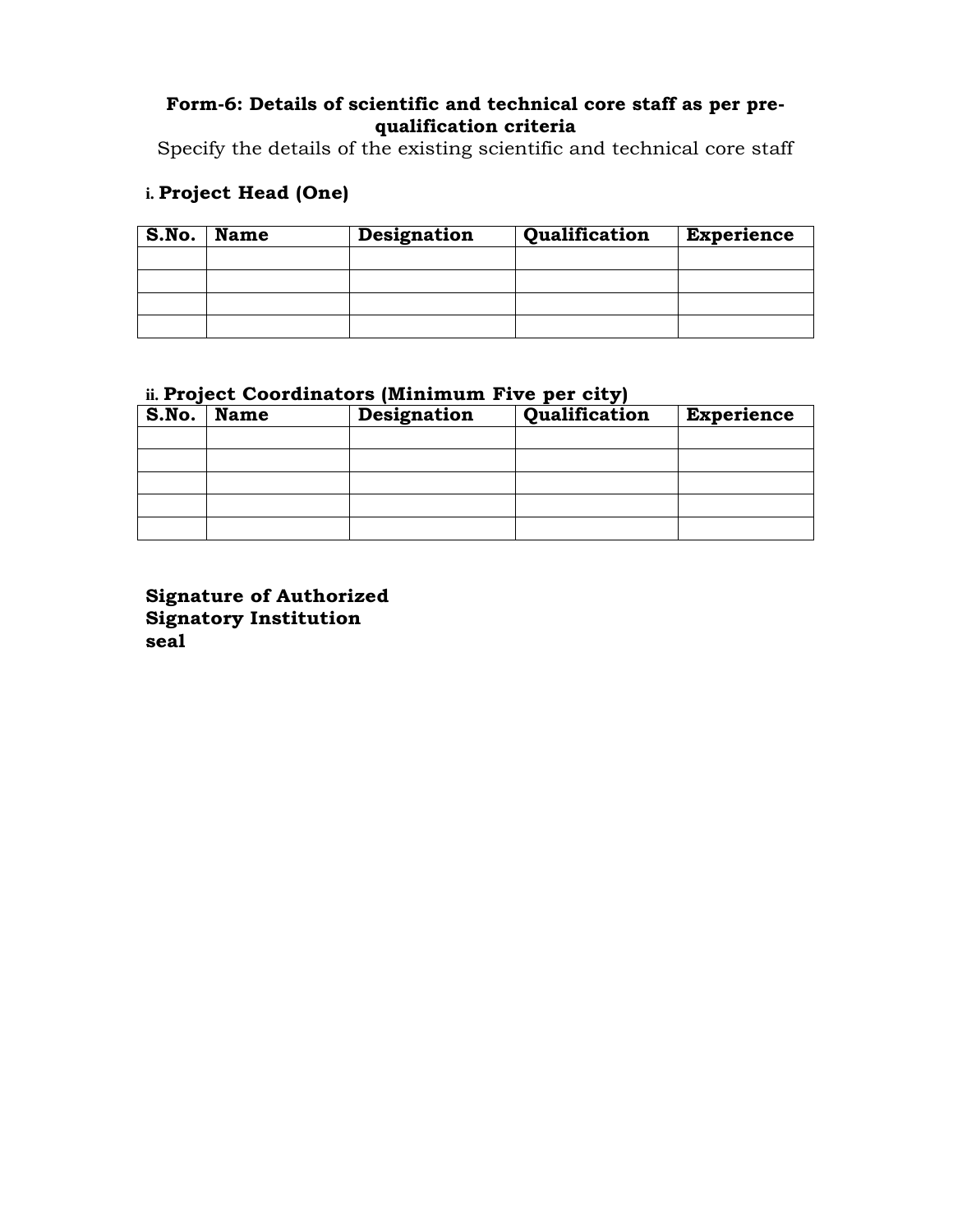**Form-6: Details of scientific and technical core staff as per pre-qualification criteria**

Specify the details of the existing scientific and technical core staff

i. **Project Head (One)**

| S.No. | Name | Designation | Qualification | Experience |
|---|---|---|---|---|
| | | | | |
| | | | | |
| | | | | |
| | | | | |

ii. **Project Coordinators (Minimum Five per city)**

| S.No. | Name | Designation | Qualification | Experience |
|---|---|---|---|---|
| | | | | |
| | | | | |
| | | | | |
| | | | | |
| | | | | |

**Signature of Authorized Signatory Institution seal**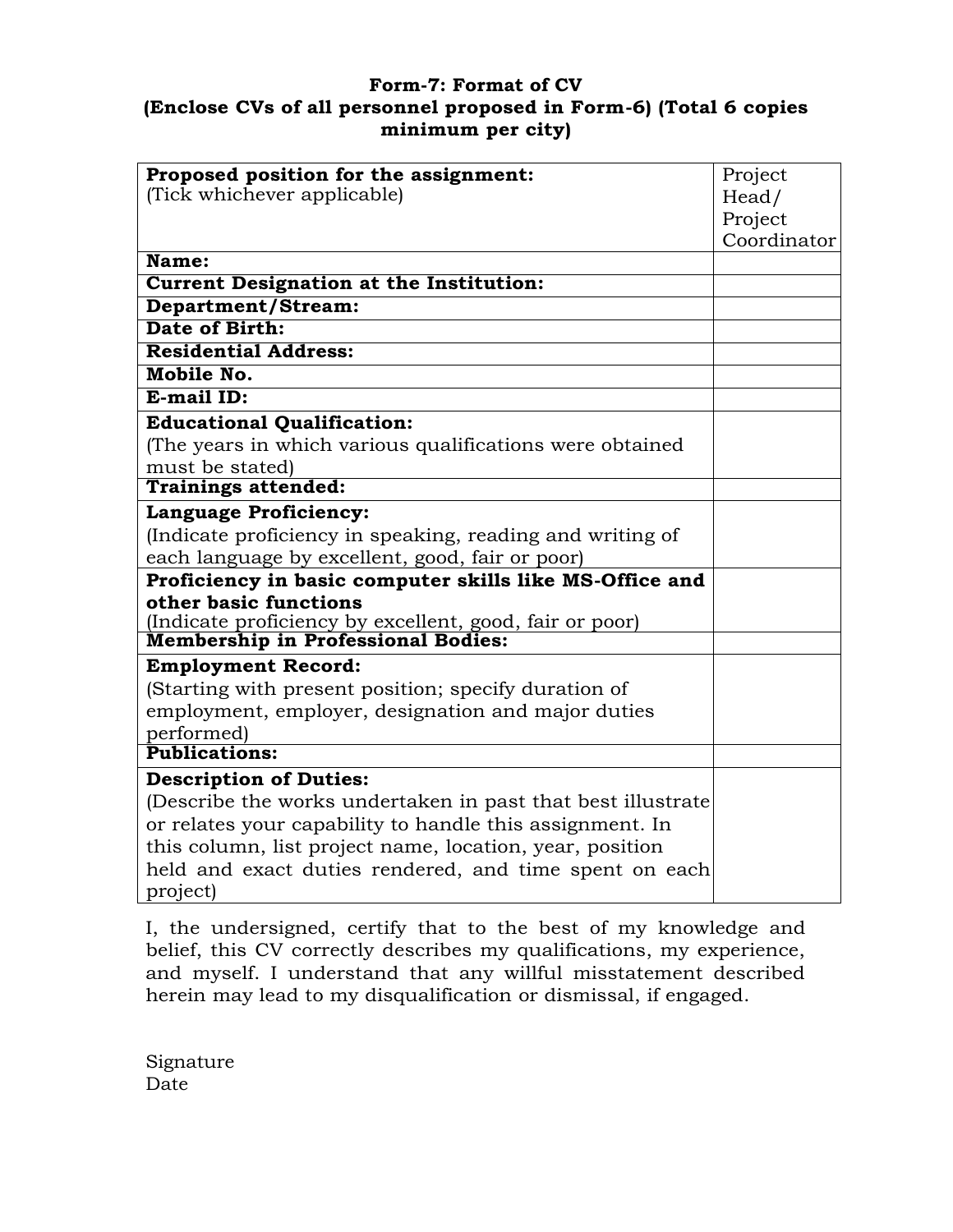**Form-7: Format of CV**
**(Enclose CVs of all personnel proposed in Form-6) (Total 6 copies minimum per city)**

| **Proposed position for the assignment:** (Tick whichever applicable) | Project Head/ Project Coordinator |
|---|---|
| **Name:** | |
| **Current Designation at the Institution:** | |
| **Department/Stream:** | |
| **Date of Birth:** | |
| **Residential Address:** | |
| **Mobile No.** | |
| **E-mail ID:** | |
| **Educational Qualification:** (The years in which various qualifications were obtained must be stated) | |
| **Trainings attended:** | |
| **Language Proficiency:** (Indicate proficiency in speaking, reading and writing of each language by excellent, good, fair or poor) | |
| **Proficiency in basic computer skills like MS-Office and other basic functions** (Indicate proficiency by excellent, good, fair or poor) | |
| **Membership in Professional Bodies:** | |
| **Employment Record:** (Starting with present position; specify duration of employment, employer, designation and major duties performed) | |
| **Publications:** | |
| **Description of Duties:** (Describe the works undertaken in past that best illustrate or relates your capability to handle this assignment. In this column, list project name, location, year, position held and exact duties rendered, and time spent on each project) | |

I, the undersigned, certify that to the best of my knowledge and belief, this CV correctly describes my qualifications, my experience, and myself. I understand that any willful misstatement described herein may lead to my disqualification or dismissal, if engaged.

Signature
Date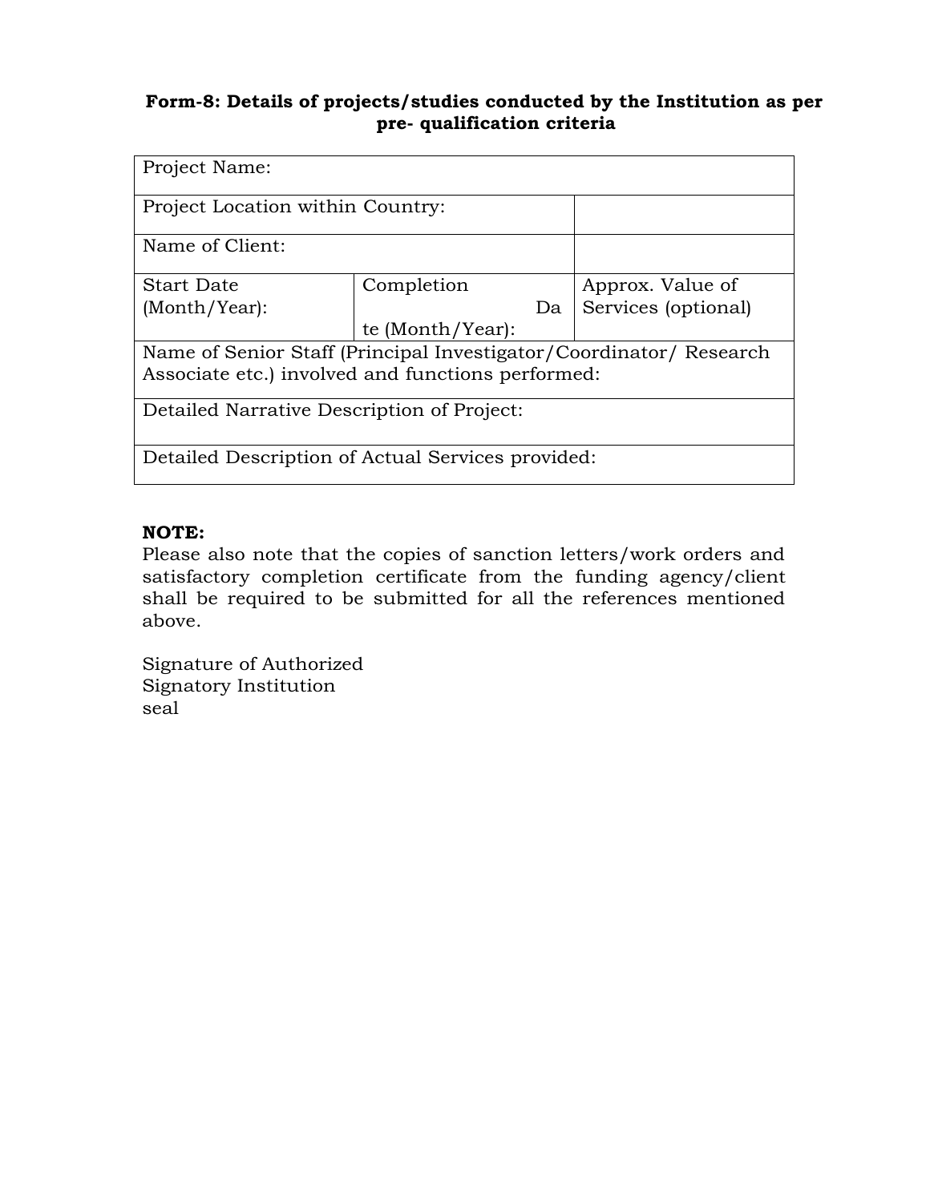**Form-8: Details of projects/studies conducted by the Institution as per pre- qualification criteria**

| Project Name: | | |
|---|---|---|
| Project Location within Country: | | |
| Name of Client: | | |
| Start Date (Month/Year): | Completion Date (Month/Year): | Approx. Value of Services (optional) |
| Name of Senior Staff (Principal Investigator/Coordinator/ Research Associate etc.) involved and functions performed: | | |
| Detailed Narrative Description of Project: | | |
| Detailed Description of Actual Services provided: | | |

**NOTE:**

Please also note that the copies of sanction letters/work orders and satisfactory completion certificate from the funding agency/client shall be required to be submitted for all the references mentioned above.

Signature of Authorized
Signatory Institution
seal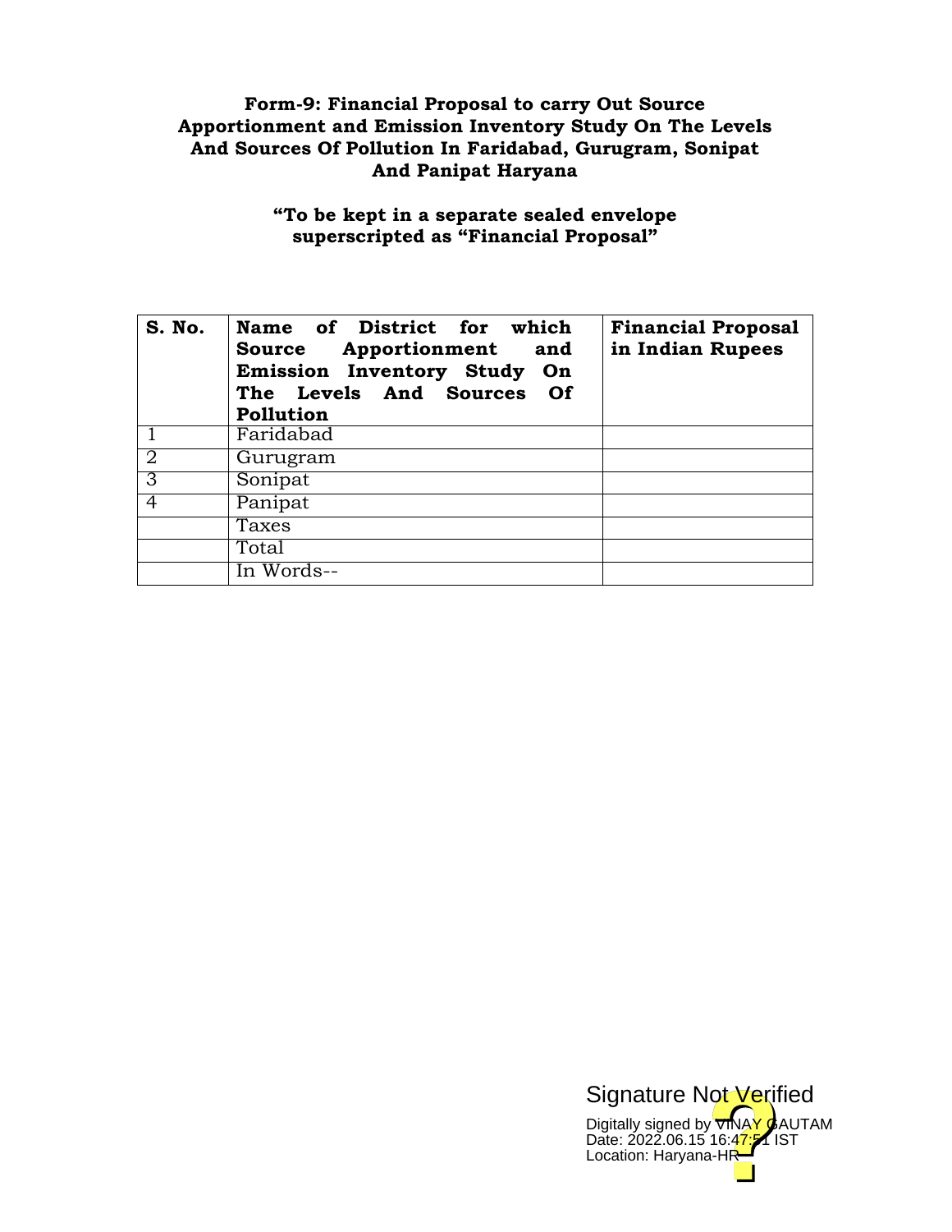**Form-9: Financial Proposal to carry Out Source Apportionment and Emission Inventory Study On The Levels And Sources Of Pollution In Faridabad, Gurugram, Sonipat And Panipat Haryana**

**"To be kept in a separate sealed envelope superscripted as "Financial Proposal"**

| **S. No.** | **Name of District for which Source Apportionment and Emission Inventory Study On The Levels And Sources Of Pollution** | **Financial Proposal in Indian Rupees** |
|---|---|---|
| 1 | Faridabad | |
| 2 | Gurugram | |
| 3 | Sonipat | |
| 4 | Panipat | |
| | Taxes | |
| | Total | |
| | In Words-- | |

Signature Not Verified

Digitally signed by VINAY GAUTAM
Date: 2022.06.15 16:47:51 IST
Location: Haryana-HR